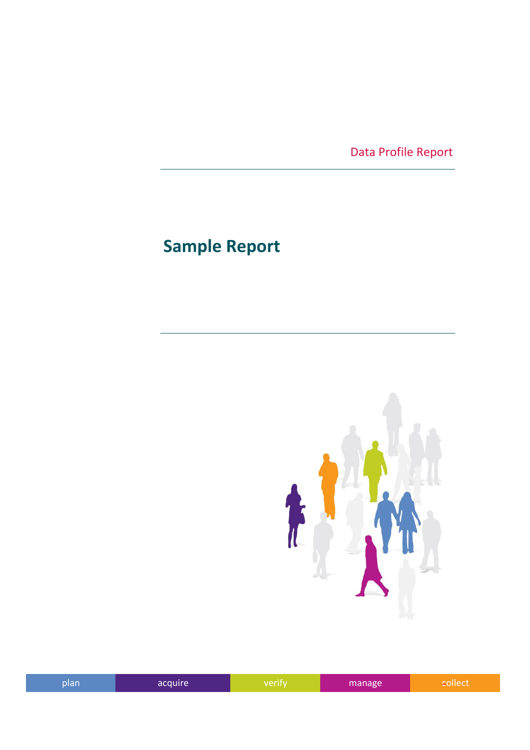Data Profile Report

# Sample Report

plan | acquire | verify | manage | collect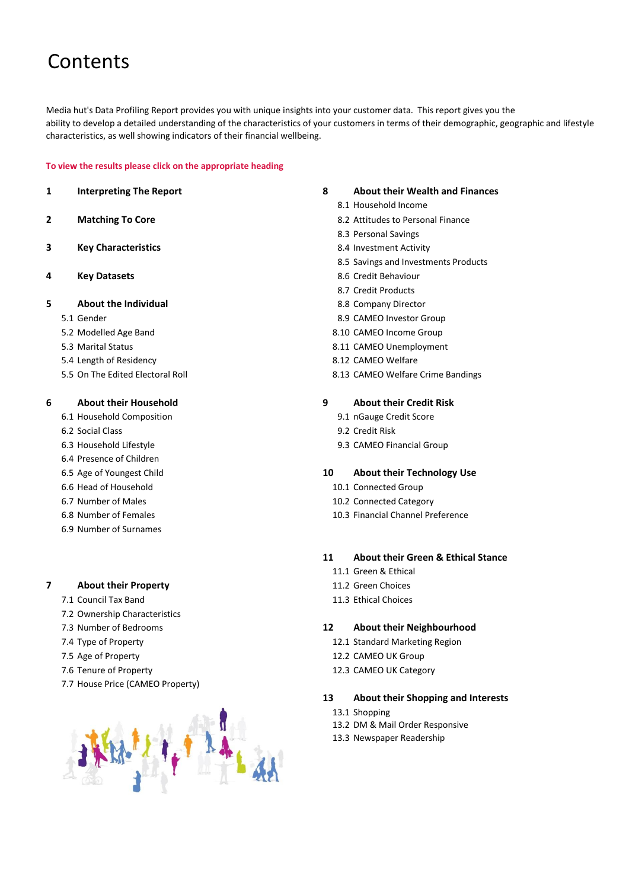# Contents

Media hut's Data Profiling Report provides you with unique insights into your customer data. This report gives you the ability to develop a detailed understanding of the characteristics of your customers in terms of their demographic, geographic and lifestyle characteristics, as well showing indicators of their financial wellbeing.

**To view the results please click on the appropriate heading**

**1 Interpreting The Report**

**2 Matching To Core**

**3 Key Characteristics**

**4 Key Datasets**

**5 About the Individual**

- 5.1 Gender
- 5.2 Modelled Age Band
- 5.3 Marital Status
- 5.4 Length of Residency
- 5.5 On The Edited Electoral Roll

**6 About their Household**

- 6.1 Household Composition
- 6.2 Social Class
- 6.3 Household Lifestyle
- 6.4 Presence of Children
- 6.5 Age of Youngest Child
- 6.6 Head of Household
- 6.7 Number of Males
- 6.8 Number of Females
- 6.9 Number of Surnames

**7 About their Property**

- 7.1 Council Tax Band
- 7.2 Ownership Characteristics
- 7.3 Number of Bedrooms
- 7.4 Type of Property
- 7.5 Age of Property
- 7.6 Tenure of Property
- 7.7 House Price (CAMEO Property)

**8 About their Wealth and Finances**

- 8.1 Household Income
- 8.2 Attitudes to Personal Finance
- 8.3 Personal Savings
- 8.4 Investment Activity
- 8.5 Savings and Investments Products
- 8.6 Credit Behaviour
- 8.7 Credit Products
- 8.8 Company Director
- 8.9 CAMEO Investor Group
- 8.10 CAMEO Income Group
- 8.11 CAMEO Unemployment
- 8.12 CAMEO Welfare
- 8.13 CAMEO Welfare Crime Bandings

**9 About their Credit Risk**

- 9.1 nGauge Credit Score
- 9.2 Credit Risk
- 9.3 CAMEO Financial Group

**10 About their Technology Use**

- 10.1 Connected Group
- 10.2 Connected Category
- 10.3 Financial Channel Preference

**11 About their Green & Ethical Stance**

- 11.1 Green & Ethical
- 11.2 Green Choices
- 11.3 Ethical Choices

**12 About their Neighbourhood**

- 12.1 Standard Marketing Region
- 12.2 CAMEO UK Group
- 12.3 CAMEO UK Category

**13 About their Shopping and Interests**

- 13.1 Shopping
- 13.2 DM & Mail Order Responsive
- 13.3 Newspaper Readership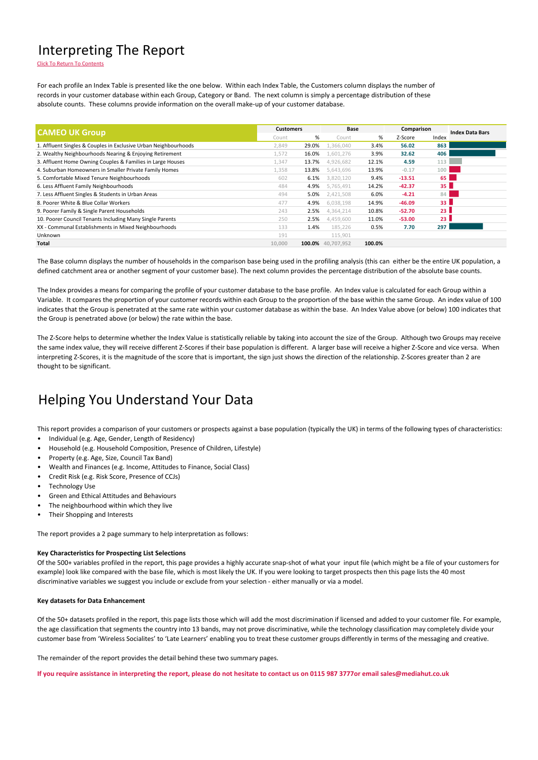# Interpreting The Report

Click To Return To Contents

For each profile an Index Table is presented like the one below. Within each Index Table, the Customers column displays the number of records in your customer database within each Group, Category or Band. The next column is simply a percentage distribution of these absolute counts. These columns provide information on the overall make-up of your customer database.

| CAMEO UK Group | Customers | | Base | | Comparison | | Index Data Bars |
|---|---|---|---|---|---|---|---|
| | Count | % | Count | % | Z-Score | Index | |
| 1. Affluent Singles & Couples in Exclusive Urban Neighbourhoods | 2,849 | 29.0% | 1,366,040 | 3.4% | 56.02 | 863 | |
| 2. Wealthy Neighbourhoods Nearing & Enjoying Retirement | 1,572 | 16.0% | 1,601,276 | 3.9% | 32.62 | 406 | |
| 3. Affluent Home Owning Couples & Families in Large Houses | 1,347 | 13.7% | 4,926,682 | 12.1% | 4.59 | 113 | |
| 4. Suburban Homeowners in Smaller Private Family Homes | 1,358 | 13.8% | 5,643,696 | 13.9% | -0.17 | 100 | |
| 5. Comfortable Mixed Tenure Neighbourhoods | 602 | 6.1% | 3,820,120 | 9.4% | -13.51 | 65 | |
| 6. Less Affluent Family Neighbourhoods | 484 | 4.9% | 5,765,491 | 14.2% | -42.37 | 35 | |
| 7. Less Affluent Singles & Students in Urban Areas | 494 | 5.0% | 2,421,508 | 6.0% | -4.21 | 84 | |
| 8. Poorer White & Blue Collar Workers | 477 | 4.9% | 6,038,198 | 14.9% | -46.09 | 33 | |
| 9. Poorer Family & Single Parent Households | 243 | 2.5% | 4,364,214 | 10.8% | -52.70 | 23 | |
| 10. Poorer Council Tenants Including Many Single Parents | 250 | 2.5% | 4,459,600 | 11.0% | -53.00 | 23 | |
| XX - Communal Establishments in Mixed Neighbourhoods | 133 | 1.4% | 185,226 | 0.5% | 7.70 | 297 | |
| Unknown | 191 | | 115,901 | | | | |
| **Total** | 10,000 | **100.0%** | 40,707,952 | **100.0%** | | | |

The Base column displays the number of households in the comparison base being used in the profiling analysis (this can either be the entire UK population, a defined catchment area or another segment of your customer base). The next column provides the percentage distribution of the absolute base counts.

The Index provides a means for comparing the profile of your customer database to the base profile. An Index value is calculated for each Group within a Variable. It compares the proportion of your customer records within each Group to the proportion of the base within the same Group. An index value of 100 indicates that the Group is penetrated at the same rate within your customer database as within the base. An Index Value above (or below) 100 indicates that the Group is penetrated above (or below) the rate within the base.

The Z-Score helps to determine whether the Index Value is statistically reliable by taking into account the size of the Group. Although two Groups may receive the same index value, they will receive different Z-Scores if their base population is different. A larger base will receive a higher Z-Score and vice versa. When interpreting Z-Scores, it is the magnitude of the score that is important, the sign just shows the direction of the relationship. Z-Scores greater than 2 are thought to be significant.

# Helping You Understand Your Data

This report provides a comparison of your customers or prospects against a base population (typically the UK) in terms of the following types of characteristics:

- Individual (e.g. Age, Gender, Length of Residency)
- Household (e.g. Household Composition, Presence of Children, Lifestyle)
- Property (e.g. Age, Size, Council Tax Band)
- Wealth and Finances (e.g. Income, Attitudes to Finance, Social Class)
- Credit Risk (e.g. Risk Score, Presence of CCJs)
- Technology Use
- Green and Ethical Attitudes and Behaviours
- The neighbourhood within which they live
- Their Shopping and Interests

The report provides a 2 page summary to help interpretation as follows:

**Key Characteristics for Prospecting List Selections**

Of the 500+ variables profiled in the report, this page provides a highly accurate snap-shot of what your input file (which might be a file of your customers for example) look like compared with the base file, which is most likely the UK. If you were looking to target prospects then this page lists the 40 most discriminative variables we suggest you include or exclude from your selection - either manually or via a model.

**Key datasets for Data Enhancement**

Of the 50+ datasets profiled in the report, this page lists those which will add the most discrimination if licensed and added to your customer file. For example, the age classification that segments the country into 13 bands, may not prove discriminative, while the technology classification may completely divide your customer base from 'Wireless Socialites' to 'Late Learners' enabling you to treat these customer groups differently in terms of the messaging and creative.

The remainder of the report provides the detail behind these two summary pages.

**If you require assistance in interpreting the report, please do not hesitate to contact us on 0115 987 3777or email sales@mediahut.co.uk**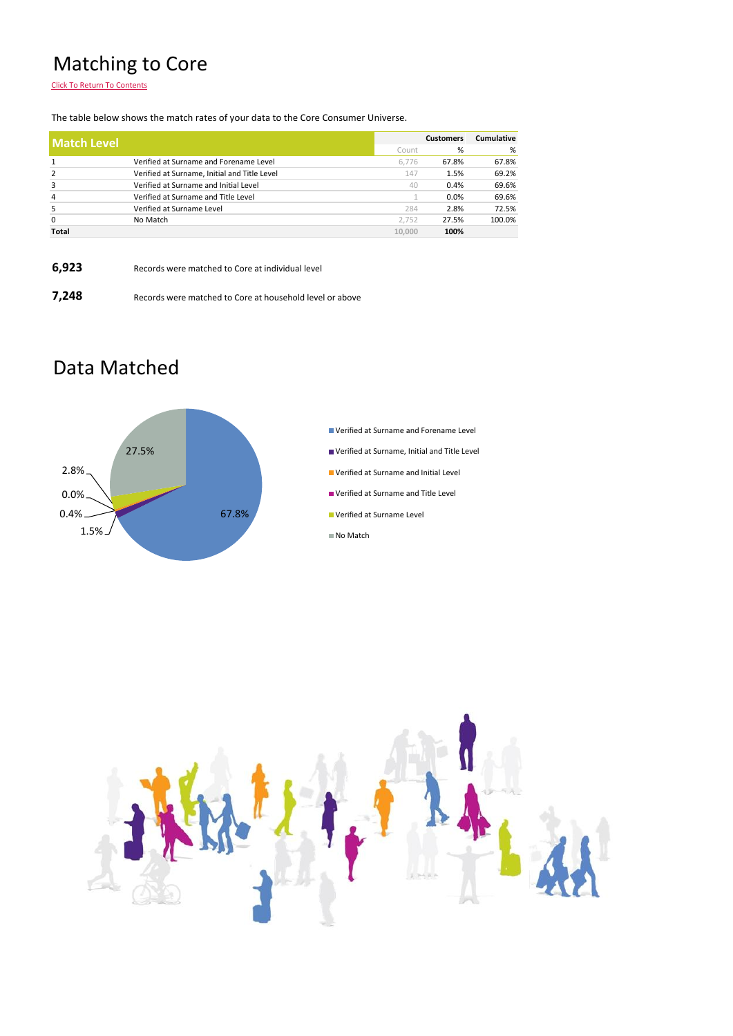# Matching to Core

Click To Return To Contents

The table below shows the match rates of your data to the Core Consumer Universe.

| Match Level | | Customers | | Cumulative |
|---|---|---|---|---|
| | | Count | % | % |
| 1 | Verified at Surname and Forename Level | 6,776 | 67.8% | 67.8% |
| 2 | Verified at Surname, Initial and Title Level | 147 | 1.5% | 69.2% |
| 3 | Verified at Surname and Initial Level | 40 | 0.4% | 69.6% |
| 4 | Verified at Surname and Title Level | 1 | 0.0% | 69.6% |
| 5 | Verified at Surname Level | 284 | 2.8% | 72.5% |
| 0 | No Match | 2,752 | 27.5% | 100.0% |
| **Total** | | 10,000 | **100%** | |

**6,923** Records were matched to Core at individual level

**7,248** Records were matched to Core at household level or above

# Data Matched

| Category | % |
|---|---|
| Verified at Surname and Forename Level | 67.8% |
| Verified at Surname, Initial and Title Level | 1.5% |
| Verified at Surname and Initial Level | 0.4% |
| Verified at Surname and Title Level | 0.0% |
| Verified at Surname Level | 2.8% |
| No Match | 27.5% |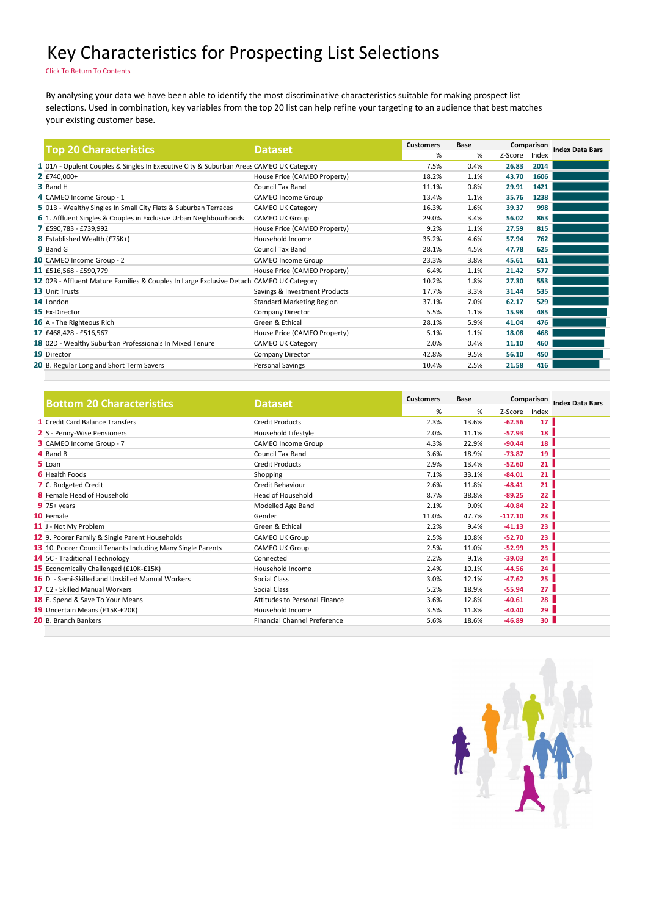# Key Characteristics for Prospecting List Selections

Click To Return To Contents

By analysing your data we have been able to identify the most discriminative characteristics suitable for making prospect list selections. Used in combination, key variables from the top 20 list can help refine your targeting to an audience that best matches your existing customer base.

| | Top 20 Characteristics | Dataset | Customers | Base | Comparison | | Index Data Bars |
|---|---|---|---|---|---|---|---|
| | | | % | % | Z-Score | Index | |
| 1 | 01A - Opulent Couples & Singles In Executive City & Suburban Areas | CAMEO UK Category | 7.5% | 0.4% | 26.83 | 2014 | |
| 2 | £740,000+ | House Price (CAMEO Property) | 18.2% | 1.1% | 43.70 | 1606 | |
| 3 | Band H | Council Tax Band | 11.1% | 0.8% | 29.91 | 1421 | |
| 4 | CAMEO Income Group - 1 | CAMEO Income Group | 13.4% | 1.1% | 35.76 | 1238 | |
| 5 | 01B - Wealthy Singles In Small City Flats & Suburban Terraces | CAMEO UK Category | 16.3% | 1.6% | 39.37 | 998 | |
| 6 | 1. Affluent Singles & Couples in Exclusive Urban Neighbourhoods | CAMEO UK Group | 29.0% | 3.4% | 56.02 | 863 | |
| 7 | £590,783 - £739,992 | House Price (CAMEO Property) | 9.2% | 1.1% | 27.59 | 815 | |
| 8 | Established Wealth (£75K+) | Household Income | 35.2% | 4.6% | 57.94 | 762 | |
| 9 | Band G | Council Tax Band | 28.1% | 4.5% | 47.78 | 625 | |
| 10 | CAMEO Income Group - 2 | CAMEO Income Group | 23.3% | 3.8% | 45.61 | 611 | |
| 11 | £516,568 - £590,779 | House Price (CAMEO Property) | 6.4% | 1.1% | 21.42 | 577 | |
| 12 | 02B - Affluent Mature Families & Couples In Large Exclusive Detach | CAMEO UK Category | 10.2% | 1.8% | 27.30 | 553 | |
| 13 | Unit Trusts | Savings & Investment Products | 17.7% | 3.3% | 31.44 | 535 | |
| 14 | London | Standard Marketing Region | 37.1% | 7.0% | 62.17 | 529 | |
| 15 | Ex-Director | Company Director | 5.5% | 1.1% | 15.98 | 485 | |
| 16 | A - The Righteous Rich | Green & Ethical | 28.1% | 5.9% | 41.04 | 476 | |
| 17 | £468,428 - £516,567 | House Price (CAMEO Property) | 5.1% | 1.1% | 18.08 | 468 | |
| 18 | 02D - Wealthy Suburban Professionals In Mixed Tenure | CAMEO UK Category | 2.0% | 0.4% | 11.10 | 460 | |
| 19 | Director | Company Director | 42.8% | 9.5% | 56.10 | 450 | |
| 20 | B. Regular Long and Short Term Savers | Personal Savings | 10.4% | 2.5% | 21.58 | 416 | |

| | Bottom 20 Characteristics | Dataset | Customers | Base | Comparison | | Index Data Bars |
|---|---|---|---|---|---|---|---|
| | | | % | % | Z-Score | Index | |
| 1 | Credit Card Balance Transfers | Credit Products | 2.3% | 13.6% | -62.56 | 17 | |
| 2 | S - Penny-Wise Pensioners | Household Lifestyle | 2.0% | 11.1% | -57.93 | 18 | |
| 3 | CAMEO Income Group - 7 | CAMEO Income Group | 4.3% | 22.9% | -90.44 | 18 | |
| 4 | Band B | Council Tax Band | 3.6% | 18.9% | -73.87 | 19 | |
| 5 | Loan | Credit Products | 2.9% | 13.4% | -52.60 | 21 | |
| 6 | Health Foods | Shopping | 7.1% | 33.1% | -84.01 | 21 | |
| 7 | C. Budgeted Credit | Credit Behaviour | 2.6% | 11.8% | -48.41 | 21 | |
| 8 | Female Head of Household | Head of Household | 8.7% | 38.8% | -89.25 | 22 | |
| 9 | 75+ years | Modelled Age Band | 2.1% | 9.0% | -40.84 | 22 | |
| 10 | Female | Gender | 11.0% | 47.7% | -117.10 | 23 | |
| 11 | J - Not My Problem | Green & Ethical | 2.2% | 9.4% | -41.13 | 23 | |
| 12 | 9. Poorer Family & Single Parent Households | CAMEO UK Group | 2.5% | 10.8% | -52.70 | 23 | |
| 13 | 10. Poorer Council Tenants Including Many Single Parents | CAMEO UK Group | 2.5% | 11.0% | -52.99 | 23 | |
| 14 | 5C - Traditional Technology | Connected | 2.2% | 9.1% | -39.03 | 24 | |
| 15 | Economically Challenged (£10K-£15K) | Household Income | 2.4% | 10.1% | -44.56 | 24 | |
| 16 | D - Semi-Skilled and Unskilled Manual Workers | Social Class | 3.0% | 12.1% | -47.62 | 25 | |
| 17 | C2 - Skilled Manual Workers | Social Class | 5.2% | 18.9% | -55.94 | 27 | |
| 18 | E. Spend & Save To Your Means | Attitudes to Personal Finance | 3.6% | 12.8% | -40.61 | 28 | |
| 19 | Uncertain Means (£15K-£20K) | Household Income | 3.5% | 11.8% | -40.40 | 29 | |
| 20 | B. Branch Bankers | Financial Channel Preference | 5.6% | 18.6% | -46.89 | 30 | |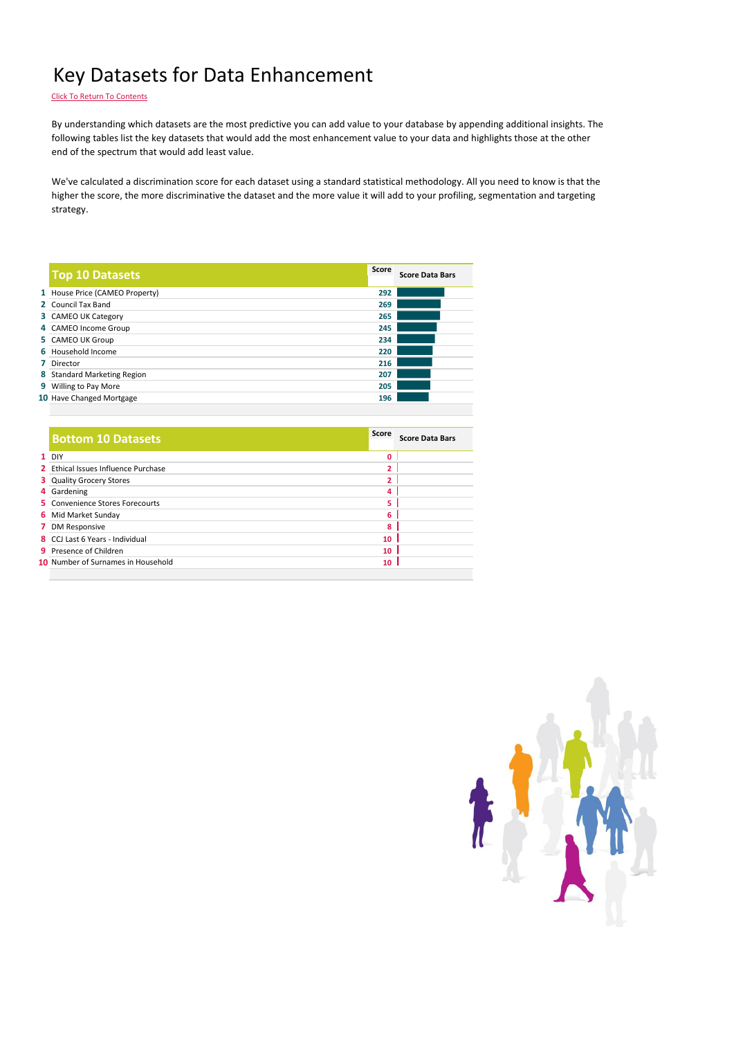# Key Datasets for Data Enhancement

Click To Return To Contents

By understanding which datasets are the most predictive you can add value to your database by appending additional insights. The following tables list the key datasets that would add the most enhancement value to your data and highlights those at the other end of the spectrum that would add least value.

We've calculated a discrimination score for each dataset using a standard statistical methodology. All you need to know is that the higher the score, the more discriminative the dataset and the more value it will add to your profiling, segmentation and targeting strategy.

| | Top 10 Datasets | Score | Score Data Bars |
|---|---|---|---|
| 1 | House Price (CAMEO Property) | 292 | |
| 2 | Council Tax Band | 269 | |
| 3 | CAMEO UK Category | 265 | |
| 4 | CAMEO Income Group | 245 | |
| 5 | CAMEO UK Group | 234 | |
| 6 | Household Income | 220 | |
| 7 | Director | 216 | |
| 8 | Standard Marketing Region | 207 | |
| 9 | Willing to Pay More | 205 | |
| 10 | Have Changed Mortgage | 196 | |

| | Bottom 10 Datasets | Score | Score Data Bars |
|---|---|---|---|
| 1 | DIY | 0 | |
| 2 | Ethical Issues Influence Purchase | 2 | |
| 3 | Quality Grocery Stores | 2 | |
| 4 | Gardening | 4 | |
| 5 | Convenience Stores Forecourts | 5 | |
| 6 | Mid Market Sunday | 6 | |
| 7 | DM Responsive | 8 | |
| 8 | CCJ Last 6 Years - Individual | 10 | |
| 9 | Presence of Children | 10 | |
| 10 | Number of Surnames in Household | 10 | |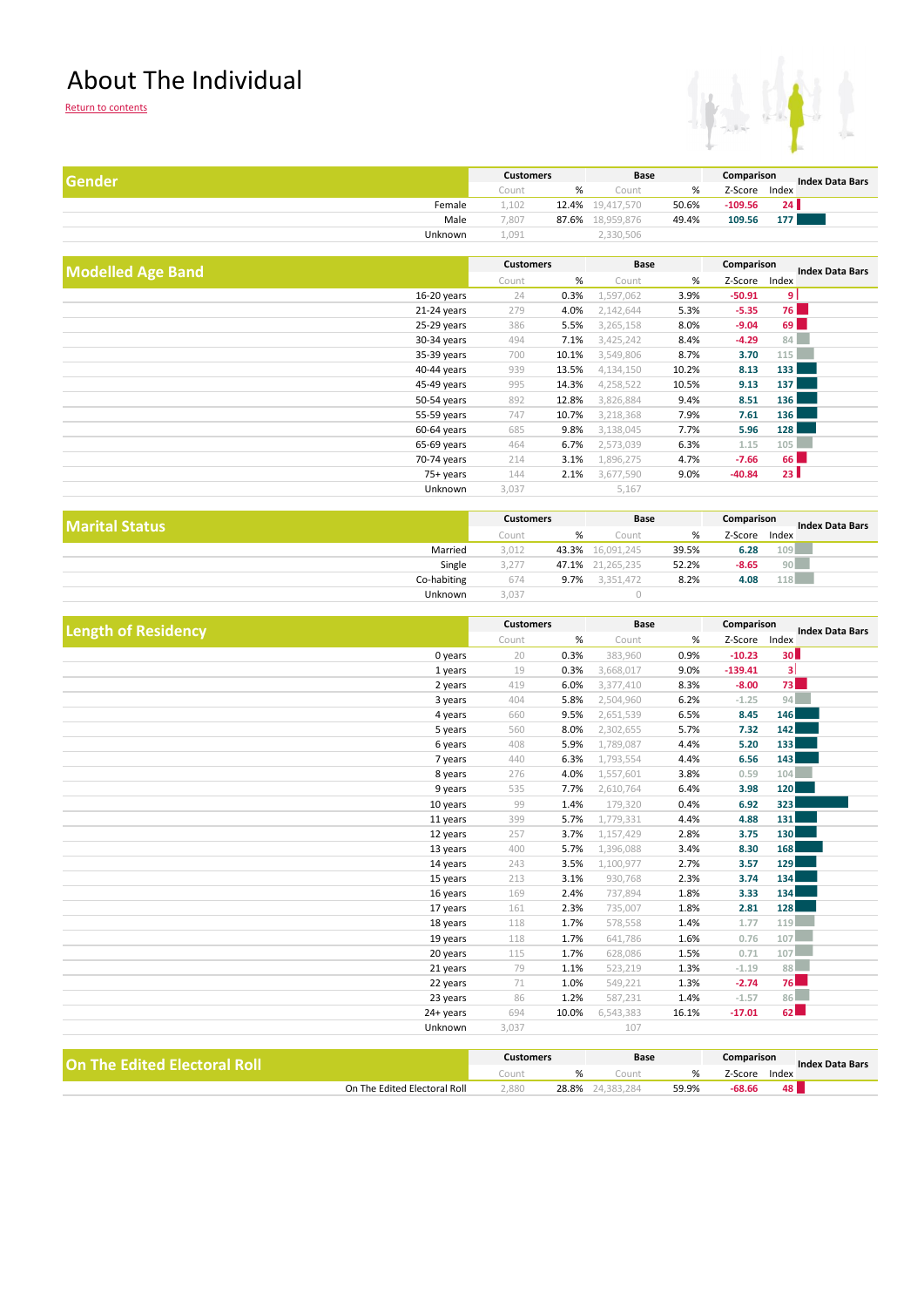# About The Individual

Return to contents

## Gender

| | Customers | | Base | | Comparison | | Index Data Bars |
|---|---|---|---|---|---|---|---|
| | Count | % | Count | % | Z-Score | Index | |
| Female | 1,102 | 12.4% | 19,417,570 | 50.6% | -109.56 | 24 | |
| Male | 7,807 | 87.6% | 18,959,876 | 49.4% | 109.56 | 177 | |
| Unknown | 1,091 | | 2,330,506 | | | | |

## Modelled Age Band

| | Customers | | Base | | Comparison | | Index Data Bars |
|---|---|---|---|---|---|---|---|
| | Count | % | Count | % | Z-Score | Index | |
| 16-20 years | 24 | 0.3% | 1,597,062 | 3.9% | -50.91 | 9 | |
| 21-24 years | 279 | 4.0% | 2,142,644 | 5.3% | -5.35 | 76 | |
| 25-29 years | 386 | 5.5% | 3,265,158 | 8.0% | -9.04 | 69 | |
| 30-34 years | 494 | 7.1% | 3,425,242 | 8.4% | -4.29 | 84 | |
| 35-39 years | 700 | 10.1% | 3,549,806 | 8.7% | 3.70 | 115 | |
| 40-44 years | 939 | 13.5% | 4,134,150 | 10.2% | 8.13 | 133 | |
| 45-49 years | 995 | 14.3% | 4,258,522 | 10.5% | 9.13 | 137 | |
| 50-54 years | 892 | 12.8% | 3,826,884 | 9.4% | 8.51 | 136 | |
| 55-59 years | 747 | 10.7% | 3,218,368 | 7.9% | 7.61 | 136 | |
| 60-64 years | 685 | 9.8% | 3,138,045 | 7.7% | 5.96 | 128 | |
| 65-69 years | 464 | 6.7% | 2,573,039 | 6.3% | 1.15 | 105 | |
| 70-74 years | 214 | 3.1% | 1,896,275 | 4.7% | -7.66 | 66 | |
| 75+ years | 144 | 2.1% | 3,677,590 | 9.0% | -40.84 | 23 | |
| Unknown | 3,037 | | 5,167 | | | | |

## Marital Status

| | Customers | | Base | | Comparison | | Index Data Bars |
|---|---|---|---|---|---|---|---|
| | Count | % | Count | % | Z-Score | Index | |
| Married | 3,012 | 43.3% | 16,091,245 | 39.5% | 6.28 | 109 | |
| Single | 3,277 | 47.1% | 21,265,235 | 52.2% | -8.65 | 90 | |
| Co-habiting | 674 | 9.7% | 3,351,472 | 8.2% | 4.08 | 118 | |
| Unknown | 3,037 | | 0 | | | | |

## Length of Residency

| | Customers | | Base | | Comparison | | Index Data Bars |
|---|---|---|---|---|---|---|---|
| | Count | % | Count | % | Z-Score | Index | |
| 0 years | 20 | 0.3% | 383,960 | 0.9% | -10.23 | 30 | |
| 1 years | 19 | 0.3% | 3,668,017 | 9.0% | -139.41 | 3 | |
| 2 years | 419 | 6.0% | 3,377,410 | 8.3% | -8.00 | 73 | |
| 3 years | 404 | 5.8% | 2,504,960 | 6.2% | -1.25 | 94 | |
| 4 years | 660 | 9.5% | 2,651,539 | 6.5% | 8.45 | 146 | |
| 5 years | 560 | 8.0% | 2,302,655 | 5.7% | 7.32 | 142 | |
| 6 years | 408 | 5.9% | 1,789,087 | 4.4% | 5.20 | 133 | |
| 7 years | 440 | 6.3% | 1,793,554 | 4.4% | 6.56 | 143 | |
| 8 years | 276 | 4.0% | 1,557,601 | 3.8% | 0.59 | 104 | |
| 9 years | 535 | 7.7% | 2,610,764 | 6.4% | 3.98 | 120 | |
| 10 years | 99 | 1.4% | 179,320 | 0.4% | 6.92 | 323 | |
| 11 years | 399 | 5.7% | 1,779,331 | 4.4% | 4.88 | 131 | |
| 12 years | 257 | 3.7% | 1,157,429 | 2.8% | 3.75 | 130 | |
| 13 years | 400 | 5.7% | 1,396,088 | 3.4% | 8.30 | 168 | |
| 14 years | 243 | 3.5% | 1,100,977 | 2.7% | 3.57 | 129 | |
| 15 years | 213 | 3.1% | 930,768 | 2.3% | 3.74 | 134 | |
| 16 years | 169 | 2.4% | 737,894 | 1.8% | 3.33 | 134 | |
| 17 years | 161 | 2.3% | 735,007 | 1.8% | 2.81 | 128 | |
| 18 years | 118 | 1.7% | 578,558 | 1.4% | 1.77 | 119 | |
| 19 years | 118 | 1.7% | 641,786 | 1.6% | 0.76 | 107 | |
| 20 years | 115 | 1.7% | 628,086 | 1.5% | 0.71 | 107 | |
| 21 years | 79 | 1.1% | 523,219 | 1.3% | -1.19 | 88 | |
| 22 years | 71 | 1.0% | 549,221 | 1.3% | -2.74 | 76 | |
| 23 years | 86 | 1.2% | 587,231 | 1.4% | -1.57 | 86 | |
| 24+ years | 694 | 10.0% | 6,543,383 | 16.1% | -17.01 | 62 | |
| Unknown | 3,037 | | 107 | | | | |

## On The Edited Electoral Roll

| | Customers | | Base | | Comparison | | Index Data Bars |
|---|---|---|---|---|---|---|---|
| | Count | % | Count | % | Z-Score | Index | |
| On The Edited Electoral Roll | 2,880 | 28.8% | 24,383,284 | 59.9% | -68.66 | 48 | |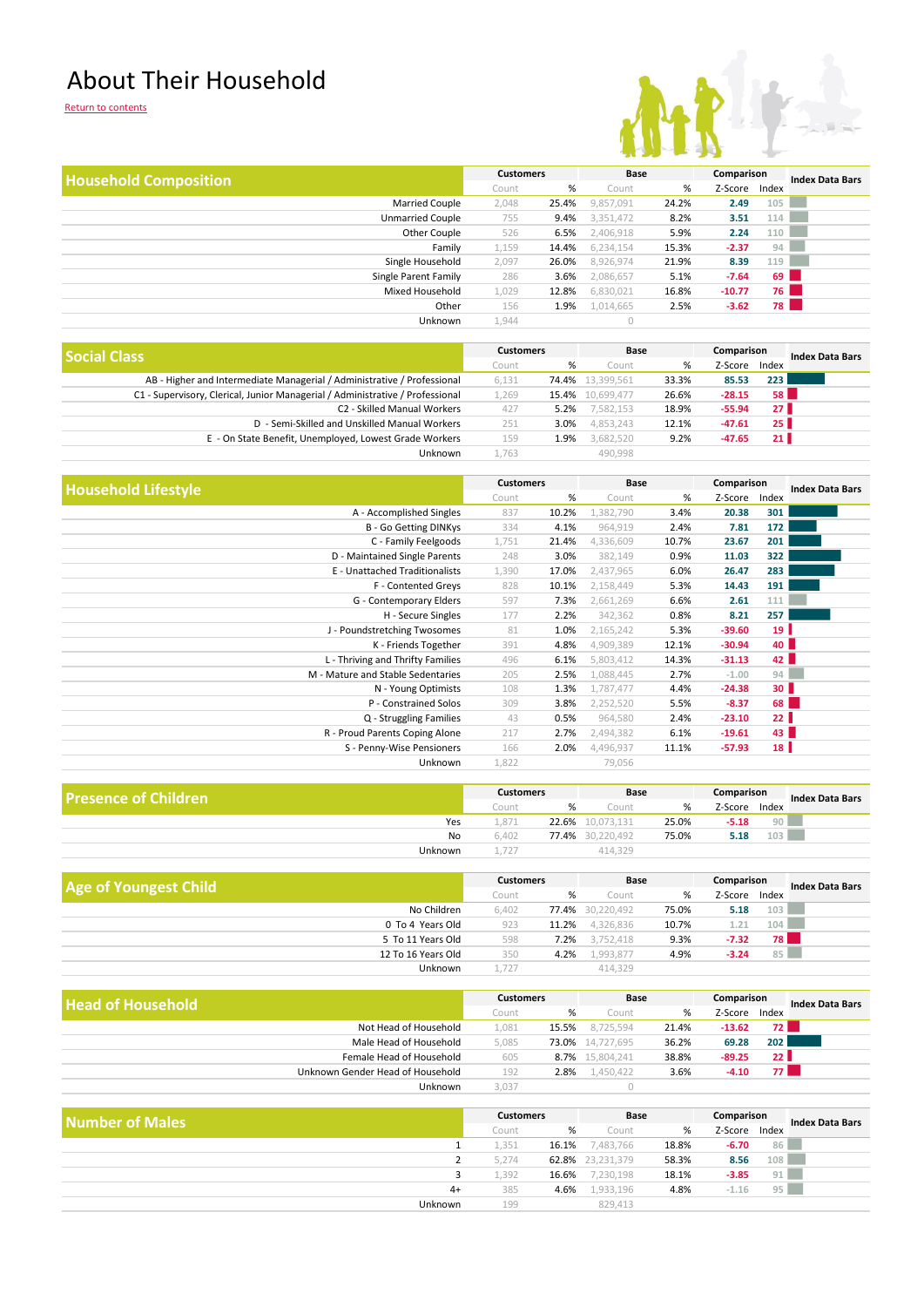# About Their Household

Return to contents

## Household Composition

| Household Composition | Customers | | Base | | Comparison | | Index Data Bars |
|---|---|---|---|---|---|---|---|
| | Count | % | Count | % | Z-Score | Index | |
| Married Couple | 2,048 | 25.4% | 9,857,091 | 24.2% | 2.49 | 105 | |
| Unmarried Couple | 755 | 9.4% | 3,351,472 | 8.2% | 3.51 | 114 | |
| Other Couple | 526 | 6.5% | 2,406,918 | 5.9% | 2.24 | 110 | |
| Family | 1,159 | 14.4% | 6,234,154 | 15.3% | -2.37 | 94 | |
| Single Household | 2,097 | 26.0% | 8,926,974 | 21.9% | 8.39 | 119 | |
| Single Parent Family | 286 | 3.6% | 2,086,657 | 5.1% | -7.64 | 69 | |
| Mixed Household | 1,029 | 12.8% | 6,830,021 | 16.8% | -10.77 | 76 | |
| Other | 156 | 1.9% | 1,014,665 | 2.5% | -3.62 | 78 | |
| Unknown | 1,944 | | 0 | | | | |

## Social Class

| Social Class | Customers | | Base | | Comparison | | Index Data Bars |
|---|---|---|---|---|---|---|---|
| | Count | % | Count | % | Z-Score | Index | |
| AB - Higher and Intermediate Managerial / Administrative / Professional | 6,131 | 74.4% | 13,399,561 | 33.3% | 85.53 | 223 | |
| C1 - Supervisory, Clerical, Junior Managerial / Administrative / Professional | 1,269 | 15.4% | 10,699,477 | 26.6% | -28.15 | 58 | |
| C2 - Skilled Manual Workers | 427 | 5.2% | 7,582,153 | 18.9% | -55.94 | 27 | |
| D - Semi-Skilled and Unskilled Manual Workers | 251 | 3.0% | 4,853,243 | 12.1% | -47.61 | 25 | |
| E - On State Benefit, Unemployed, Lowest Grade Workers | 159 | 1.9% | 3,682,520 | 9.2% | -47.65 | 21 | |
| Unknown | 1,763 | | 490,998 | | | | |

## Household Lifestyle

| Household Lifestyle | Customers | | Base | | Comparison | | Index Data Bars |
|---|---|---|---|---|---|---|---|
| | Count | % | Count | % | Z-Score | Index | |
| A - Accomplished Singles | 837 | 10.2% | 1,382,790 | 3.4% | 20.38 | 301 | |
| B - Go Getting DINKys | 334 | 4.1% | 964,919 | 2.4% | 7.81 | 172 | |
| C - Family Feelgoods | 1,751 | 21.4% | 4,336,609 | 10.7% | 23.67 | 201 | |
| D - Maintained Single Parents | 248 | 3.0% | 382,149 | 0.9% | 11.03 | 322 | |
| E - Unattached Traditionalists | 1,390 | 17.0% | 2,437,965 | 6.0% | 26.47 | 283 | |
| F - Contented Greys | 828 | 10.1% | 2,158,449 | 5.3% | 14.43 | 191 | |
| G - Contemporary Elders | 597 | 7.3% | 2,661,269 | 6.6% | 2.61 | 111 | |
| H - Secure Singles | 177 | 2.2% | 342,362 | 0.8% | 8.21 | 257 | |
| J - Poundstretching Twosomes | 81 | 1.0% | 2,165,242 | 5.3% | -39.60 | 19 | |
| K - Friends Together | 391 | 4.8% | 4,909,389 | 12.1% | -30.94 | 40 | |
| L - Thriving and Thrifty Families | 496 | 6.1% | 5,803,412 | 14.3% | -31.13 | 42 | |
| M - Mature and Stable Sedentaries | 205 | 2.5% | 1,088,445 | 2.7% | -1.00 | 94 | |
| N - Young Optimists | 108 | 1.3% | 1,787,477 | 4.4% | -24.38 | 30 | |
| P - Constrained Solos | 309 | 3.8% | 2,252,520 | 5.5% | -8.37 | 68 | |
| Q - Struggling Families | 43 | 0.5% | 964,580 | 2.4% | -23.10 | 22 | |
| R - Proud Parents Coping Alone | 217 | 2.7% | 2,494,382 | 6.1% | -19.61 | 43 | |
| S - Penny-Wise Pensioners | 166 | 2.0% | 4,496,937 | 11.1% | -57.93 | 18 | |
| Unknown | 1,822 | | 79,056 | | | | |

## Presence of Children

| Presence of Children | Customers | | Base | | Comparison | | Index Data Bars |
|---|---|---|---|---|---|---|---|
| | Count | % | Count | % | Z-Score | Index | |
| Yes | 1,871 | 22.6% | 10,073,131 | 25.0% | -5.18 | 90 | |
| No | 6,402 | 77.4% | 30,220,492 | 75.0% | 5.18 | 103 | |
| Unknown | 1,727 | | 414,329 | | | | |

## Age of Youngest Child

| Age of Youngest Child | Customers | | Base | | Comparison | | Index Data Bars |
|---|---|---|---|---|---|---|---|
| | Count | % | Count | % | Z-Score | Index | |
| No Children | 6,402 | 77.4% | 30,220,492 | 75.0% | 5.18 | 103 | |
| 0 To 4 Years Old | 923 | 11.2% | 4,326,836 | 10.7% | 1.21 | 104 | |
| 5 To 11 Years Old | 598 | 7.2% | 3,752,418 | 9.3% | -7.32 | 78 | |
| 12 To 16 Years Old | 350 | 4.2% | 1,993,877 | 4.9% | -3.24 | 85 | |
| Unknown | 1,727 | | 414,329 | | | | |

## Head of Household

| Head of Household | Customers | | Base | | Comparison | | Index Data Bars |
|---|---|---|---|---|---|---|---|
| | Count | % | Count | % | Z-Score | Index | |
| Not Head of Household | 1,081 | 15.5% | 8,725,594 | 21.4% | -13.62 | 72 | |
| Male Head of Household | 5,085 | 73.0% | 14,727,695 | 36.2% | 69.28 | 202 | |
| Female Head of Household | 605 | 8.7% | 15,804,241 | 38.8% | -89.25 | 22 | |
| Unknown Gender Head of Household | 192 | 2.8% | 1,450,422 | 3.6% | -4.10 | 77 | |
| Unknown | 3,037 | | 0 | | | | |

## Number of Males

| Number of Males | Customers | | Base | | Comparison | | Index Data Bars |
|---|---|---|---|---|---|---|---|
| | Count | % | Count | % | Z-Score | Index | |
| 1 | 1,351 | 16.1% | 7,483,766 | 18.8% | -6.70 | 86 | |
| 2 | 5,274 | 62.8% | 23,231,379 | 58.3% | 8.56 | 108 | |
| 3 | 1,392 | 16.6% | 7,230,198 | 18.1% | -3.85 | 91 | |
| 4+ | 385 | 4.6% | 1,933,196 | 4.8% | -1.16 | 95 | |
| Unknown | 199 | | 829,413 | | | | |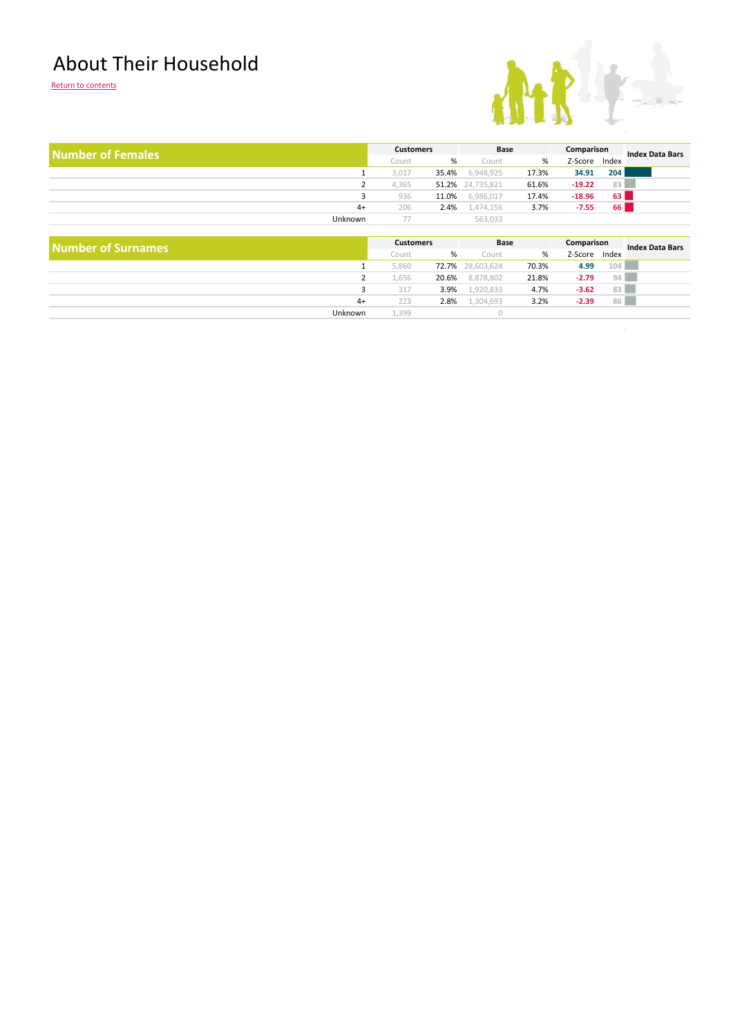# About Their Household

Return to contents

| Number of Females | Customers | | Base | | Comparison | | Index Data Bars |
|---|---|---|---|---|---|---|---|
| | Count | % | Count | % | Z-Score | Index | |
| 1 | 3,017 | 35.4% | 6,948,925 | 17.3% | 34.91 | 204 | |
| 2 | 4,365 | 51.2% | 24,735,821 | 61.6% | -19.22 | 83 | |
| 3 | 936 | 11.0% | 6,986,017 | 17.4% | -18.96 | 63 | |
| 4+ | 206 | 2.4% | 1,474,156 | 3.7% | -7.55 | 66 | |
| Unknown | 77 | | 563,033 | | | | |

| Number of Surnames | Customers | | Base | | Comparison | | Index Data Bars |
|---|---|---|---|---|---|---|---|
| | Count | % | Count | % | Z-Score | Index | |
| 1 | 5,860 | 72.7% | 28,603,624 | 70.3% | 4.99 | 104 | |
| 2 | 1,656 | 20.6% | 8,878,802 | 21.8% | -2.79 | 94 | |
| 3 | 317 | 3.9% | 1,920,833 | 4.7% | -3.62 | 83 | |
| 4+ | 223 | 2.8% | 1,304,693 | 3.2% | -2.39 | 86 | |
| Unknown | 1,399 | | 0 | | | | |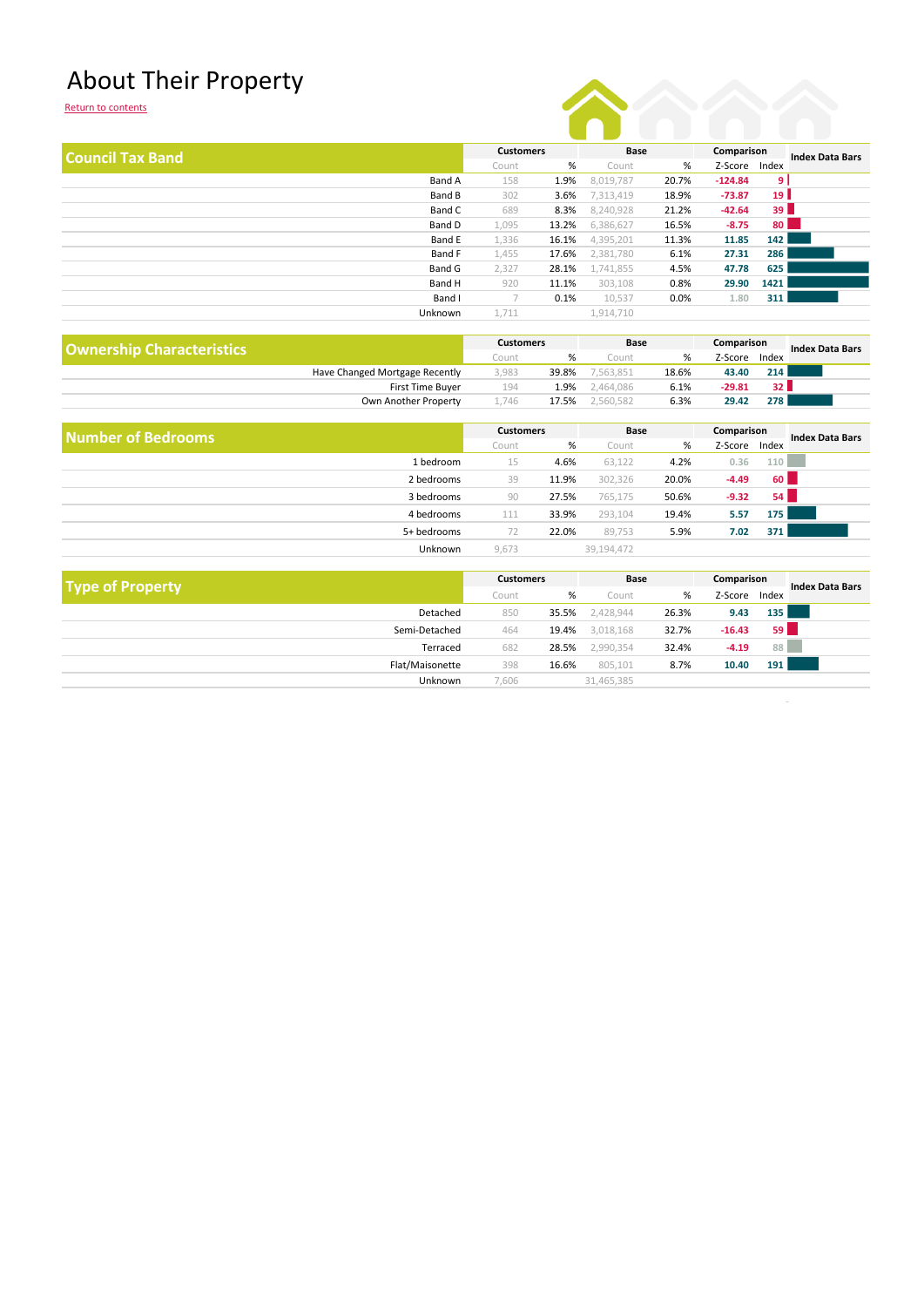# About Their Property

Return to contents

| Council Tax Band | Customers | | Base | | Comparison | | Index Data Bars |
|---|---|---|---|---|---|---|---|
| | Count | % | Count | % | Z-Score | Index | |
| Band A | 158 | 1.9% | 8,019,787 | 20.7% | -124.84 | 9 | |
| Band B | 302 | 3.6% | 7,313,419 | 18.9% | -73.87 | 19 | |
| Band C | 689 | 8.3% | 8,240,928 | 21.2% | -42.64 | 39 | |
| Band D | 1,095 | 13.2% | 6,386,627 | 16.5% | -8.75 | 80 | |
| Band E | 1,336 | 16.1% | 4,395,201 | 11.3% | 11.85 | 142 | |
| Band F | 1,455 | 17.6% | 2,381,780 | 6.1% | 27.31 | 286 | |
| Band G | 2,327 | 28.1% | 1,741,855 | 4.5% | 47.78 | 625 | |
| Band H | 920 | 11.1% | 303,108 | 0.8% | 29.90 | 1421 | |
| Band I | 7 | 0.1% | 10,537 | 0.0% | 1.80 | 311 | |
| Unknown | 1,711 | | 1,914,710 | | | | |

| Ownership Characteristics | Customers | | Base | | Comparison | | Index Data Bars |
|---|---|---|---|---|---|---|---|
| | Count | % | Count | % | Z-Score | Index | |
| Have Changed Mortgage Recently | 3,983 | 39.8% | 7,563,851 | 18.6% | 43.40 | 214 | |
| First Time Buyer | 194 | 1.9% | 2,464,086 | 6.1% | -29.81 | 32 | |
| Own Another Property | 1,746 | 17.5% | 2,560,582 | 6.3% | 29.42 | 278 | |

| Number of Bedrooms | Customers | | Base | | Comparison | | Index Data Bars |
|---|---|---|---|---|---|---|---|
| | Count | % | Count | % | Z-Score | Index | |
| 1 bedroom | 15 | 4.6% | 63,122 | 4.2% | 0.36 | 110 | |
| 2 bedrooms | 39 | 11.9% | 302,326 | 20.0% | -4.49 | 60 | |
| 3 bedrooms | 90 | 27.5% | 765,175 | 50.6% | -9.32 | 54 | |
| 4 bedrooms | 111 | 33.9% | 293,104 | 19.4% | 5.57 | 175 | |
| 5+ bedrooms | 72 | 22.0% | 89,753 | 5.9% | 7.02 | 371 | |
| Unknown | 9,673 | | 39,194,472 | | | | |

| Type of Property | Customers | | Base | | Comparison | | Index Data Bars |
|---|---|---|---|---|---|---|---|
| | Count | % | Count | % | Z-Score | Index | |
| Detached | 850 | 35.5% | 2,428,944 | 26.3% | 9.43 | 135 | |
| Semi-Detached | 464 | 19.4% | 3,018,168 | 32.7% | -16.43 | 59 | |
| Terraced | 682 | 28.5% | 2,990,354 | 32.4% | -4.19 | 88 | |
| Flat/Maisonette | 398 | 16.6% | 805,101 | 8.7% | 10.40 | 191 | |
| Unknown | 7,606 | | 31,465,385 | | | | |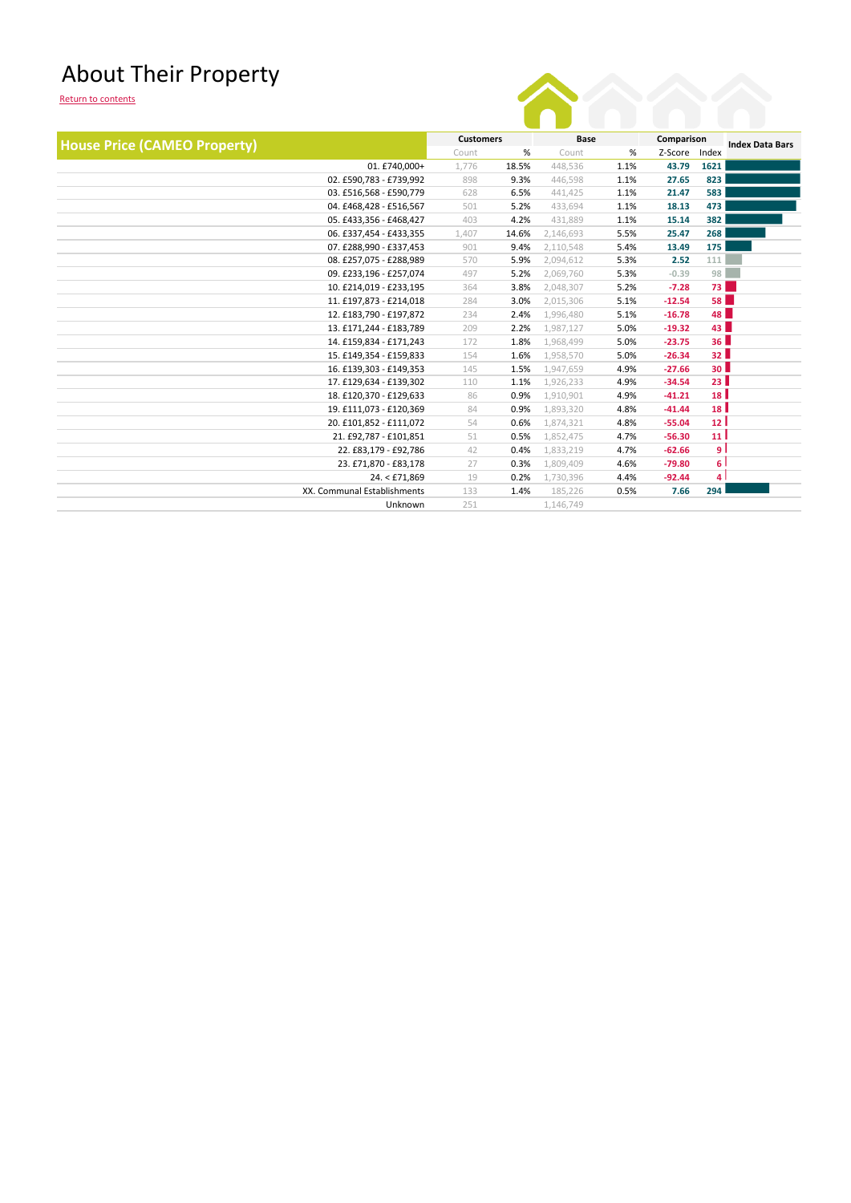# About Their Property

Return to contents

| House Price (CAMEO Property) | Customers | | Base | | Comparison | | Index Data Bars |
|---|---|---|---|---|---|---|---|
| | Count | % | Count | % | Z-Score | Index | |
| 01. £740,000+ | 1,776 | 18.5% | 448,536 | 1.1% | 43.79 | 1621 | |
| 02. £590,783 - £739,992 | 898 | 9.3% | 446,598 | 1.1% | 27.65 | 823 | |
| 03. £516,568 - £590,779 | 628 | 6.5% | 441,425 | 1.1% | 21.47 | 583 | |
| 04. £468,428 - £516,567 | 501 | 5.2% | 433,694 | 1.1% | 18.13 | 473 | |
| 05. £433,356 - £468,427 | 403 | 4.2% | 431,889 | 1.1% | 15.14 | 382 | |
| 06. £337,454 - £433,355 | 1,407 | 14.6% | 2,146,693 | 5.5% | 25.47 | 268 | |
| 07. £288,990 - £337,453 | 901 | 9.4% | 2,110,548 | 5.4% | 13.49 | 175 | |
| 08. £257,075 - £288,989 | 570 | 5.9% | 2,094,612 | 5.3% | 2.52 | 111 | |
| 09. £233,196 - £257,074 | 497 | 5.2% | 2,069,760 | 5.3% | -0.39 | 98 | |
| 10. £214,019 - £233,195 | 364 | 3.8% | 2,048,307 | 5.2% | -7.28 | 73 | |
| 11. £197,873 - £214,018 | 284 | 3.0% | 2,015,306 | 5.1% | -12.54 | 58 | |
| 12. £183,790 - £197,872 | 234 | 2.4% | 1,996,480 | 5.1% | -16.78 | 48 | |
| 13. £171,244 - £183,789 | 209 | 2.2% | 1,987,127 | 5.0% | -19.32 | 43 | |
| 14. £159,834 - £171,243 | 172 | 1.8% | 1,968,499 | 5.0% | -23.75 | 36 | |
| 15. £149,354 - £159,833 | 154 | 1.6% | 1,958,570 | 5.0% | -26.34 | 32 | |
| 16. £139,303 - £149,353 | 145 | 1.5% | 1,947,659 | 4.9% | -27.66 | 30 | |
| 17. £129,634 - £139,302 | 110 | 1.1% | 1,926,233 | 4.9% | -34.54 | 23 | |
| 18. £120,370 - £129,633 | 86 | 0.9% | 1,910,901 | 4.9% | -41.21 | 18 | |
| 19. £111,073 - £120,369 | 84 | 0.9% | 1,893,320 | 4.8% | -41.44 | 18 | |
| 20. £101,852 - £111,072 | 54 | 0.6% | 1,874,321 | 4.8% | -55.04 | 12 | |
| 21. £92,787 - £101,851 | 51 | 0.5% | 1,852,475 | 4.7% | -56.30 | 11 | |
| 22. £83,179 - £92,786 | 42 | 0.4% | 1,833,219 | 4.7% | -62.66 | 9 | |
| 23. £71,870 - £83,178 | 27 | 0.3% | 1,809,409 | 4.6% | -79.80 | 6 | |
| 24. < £71,869 | 19 | 0.2% | 1,730,396 | 4.4% | -92.44 | 4 | |
| XX. Communal Establishments | 133 | 1.4% | 185,226 | 0.5% | 7.66 | 294 | |
| Unknown | 251 | | 1,146,749 | | | | |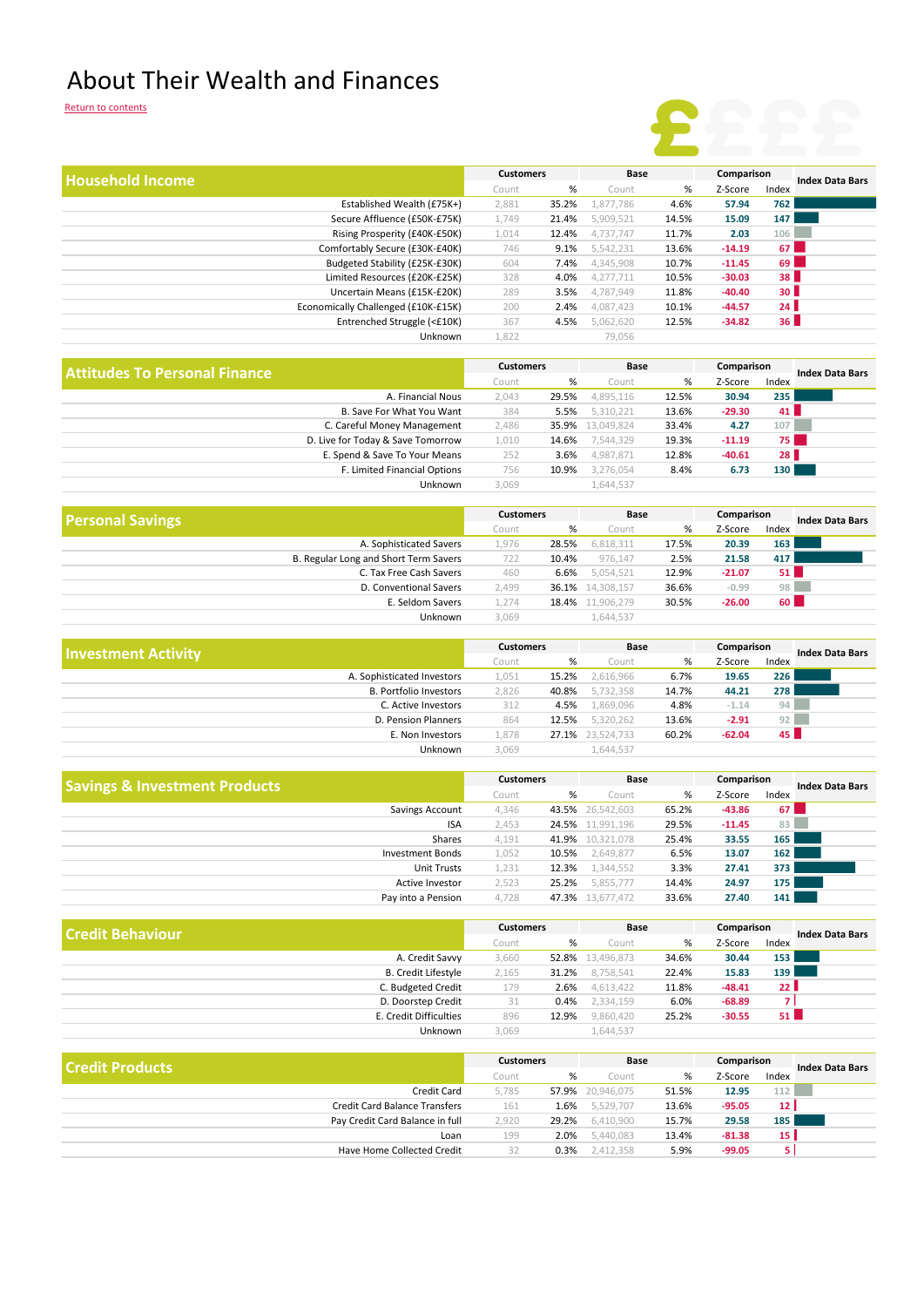# About Their Wealth and Finances

Return to contents

## Household Income

| Household Income | Customers | | Base | | Comparison | | Index Data Bars |
|---|---|---|---|---|---|---|---|
| | Count | % | Count | % | Z-Score | Index | |
| Established Wealth (£75K+) | 2,881 | 35.2% | 1,877,786 | 4.6% | 57.94 | 762 | |
| Secure Affluence (£50K-£75K) | 1,749 | 21.4% | 5,909,521 | 14.5% | 15.09 | 147 | |
| Rising Prosperity (£40K-£50K) | 1,014 | 12.4% | 4,737,747 | 11.7% | 2.03 | 106 | |
| Comfortably Secure (£30K-£40K) | 746 | 9.1% | 5,542,231 | 13.6% | -14.19 | 67 | |
| Budgeted Stability (£25K-£30K) | 604 | 7.4% | 4,345,908 | 10.7% | -11.45 | 69 | |
| Limited Resources (£20K-£25K) | 328 | 4.0% | 4,277,711 | 10.5% | -30.03 | 38 | |
| Uncertain Means (£15K-£20K) | 289 | 3.5% | 4,787,949 | 11.8% | -40.40 | 30 | |
| Economically Challenged (£10K-£15K) | 200 | 2.4% | 4,087,423 | 10.1% | -44.57 | 24 | |
| Entrenched Struggle (<£10K) | 367 | 4.5% | 5,062,620 | 12.5% | -34.82 | 36 | |
| Unknown | 1,822 | | 79,056 | | | | |

## Attitudes To Personal Finance

| Attitudes To Personal Finance | Customers | | Base | | Comparison | | Index Data Bars |
|---|---|---|---|---|---|---|---|
| | Count | % | Count | % | Z-Score | Index | |
| A. Financial Nous | 2,043 | 29.5% | 4,895,116 | 12.5% | 30.94 | 235 | |
| B. Save For What You Want | 384 | 5.5% | 5,310,221 | 13.6% | -29.30 | 41 | |
| C. Careful Money Management | 2,486 | 35.9% | 13,049,824 | 33.4% | 4.27 | 107 | |
| D. Live for Today & Save Tomorrow | 1,010 | 14.6% | 7,544,329 | 19.3% | -11.19 | 75 | |
| E. Spend & Save To Your Means | 252 | 3.6% | 4,987,871 | 12.8% | -40.61 | 28 | |
| F. Limited Financial Options | 756 | 10.9% | 3,276,054 | 8.4% | 6.73 | 130 | |
| Unknown | 3,069 | | 1,644,537 | | | | |

## Personal Savings

| Personal Savings | Customers | | Base | | Comparison | | Index Data Bars |
|---|---|---|---|---|---|---|---|
| | Count | % | Count | % | Z-Score | Index | |
| A. Sophisticated Savers | 1,976 | 28.5% | 6,818,311 | 17.5% | 20.39 | 163 | |
| B. Regular Long and Short Term Savers | 722 | 10.4% | 976,147 | 2.5% | 21.58 | 417 | |
| C. Tax Free Cash Savers | 460 | 6.6% | 5,054,521 | 12.9% | -21.07 | 51 | |
| D. Conventional Savers | 2,499 | 36.1% | 14,308,157 | 36.6% | -0.99 | 98 | |
| E. Seldom Savers | 1,274 | 18.4% | 11,906,279 | 30.5% | -26.00 | 60 | |
| Unknown | 3,069 | | 1,644,537 | | | | |

## Investment Activity

| Investment Activity | Customers | | Base | | Comparison | | Index Data Bars |
|---|---|---|---|---|---|---|---|
| | Count | % | Count | % | Z-Score | Index | |
| A. Sophisticated Investors | 1,051 | 15.2% | 2,616,966 | 6.7% | 19.65 | 226 | |
| B. Portfolio Investors | 2,826 | 40.8% | 5,732,358 | 14.7% | 44.21 | 278 | |
| C. Active Investors | 312 | 4.5% | 1,869,096 | 4.8% | -1.14 | 94 | |
| D. Pension Planners | 864 | 12.5% | 5,320,262 | 13.6% | -2.91 | 92 | |
| E. Non Investors | 1,878 | 27.1% | 23,524,733 | 60.2% | -62.04 | 45 | |
| Unknown | 3,069 | | 1,644,537 | | | | |

## Savings & Investment Products

| Savings & Investment Products | Customers | | Base | | Comparison | | Index Data Bars |
|---|---|---|---|---|---|---|---|
| | Count | % | Count | % | Z-Score | Index | |
| Savings Account | 4,346 | 43.5% | 26,542,603 | 65.2% | -43.86 | 67 | |
| ISA | 2,453 | 24.5% | 11,991,196 | 29.5% | -11.45 | 83 | |
| Shares | 4,191 | 41.9% | 10,321,078 | 25.4% | 33.55 | 165 | |
| Investment Bonds | 1,052 | 10.5% | 2,649,877 | 6.5% | 13.07 | 162 | |
| Unit Trusts | 1,231 | 12.3% | 1,344,552 | 3.3% | 27.41 | 373 | |
| Active Investor | 2,523 | 25.2% | 5,855,777 | 14.4% | 24.97 | 175 | |
| Pay into a Pension | 4,728 | 47.3% | 13,677,472 | 33.6% | 27.40 | 141 | |

## Credit Behaviour

| Credit Behaviour | Customers | | Base | | Comparison | | Index Data Bars |
|---|---|---|---|---|---|---|---|
| | Count | % | Count | % | Z-Score | Index | |
| A. Credit Savvy | 3,660 | 52.8% | 13,496,873 | 34.6% | 30.44 | 153 | |
| B. Credit Lifestyle | 2,165 | 31.2% | 8,758,541 | 22.4% | 15.83 | 139 | |
| C. Budgeted Credit | 179 | 2.6% | 4,613,422 | 11.8% | -48.41 | 22 | |
| D. Doorstep Credit | 31 | 0.4% | 2,334,159 | 6.0% | -68.89 | 7 | |
| E. Credit Difficulties | 896 | 12.9% | 9,860,420 | 25.2% | -30.55 | 51 | |
| Unknown | 3,069 | | 1,644,537 | | | | |

## Credit Products

| Credit Products | Customers | | Base | | Comparison | | Index Data Bars |
|---|---|---|---|---|---|---|---|
| | Count | % | Count | % | Z-Score | Index | |
| Credit Card | 5,785 | 57.9% | 20,946,075 | 51.5% | 12.95 | 112 | |
| Credit Card Balance Transfers | 161 | 1.6% | 5,529,707 | 13.6% | -95.05 | 12 | |
| Pay Credit Card Balance in full | 2,920 | 29.2% | 6,410,900 | 15.7% | 29.58 | 185 | |
| Loan | 199 | 2.0% | 5,440,083 | 13.4% | -81.38 | 15 | |
| Have Home Collected Credit | 32 | 0.3% | 2,412,358 | 5.9% | -99.05 | 5 | |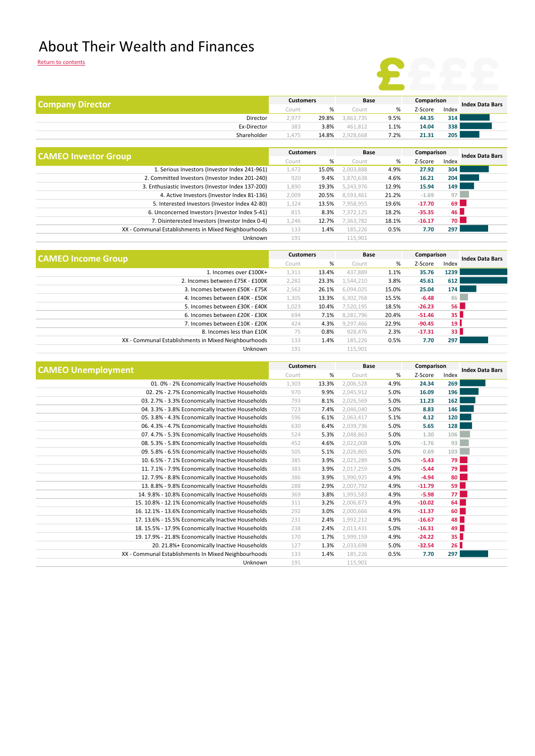# About Their Wealth and Finances

Return to contents

| Company Director | Customers | | Base | | Comparison | | Index Data Bars |
|---|---|---|---|---|---|---|---|
| | Count | % | Count | % | Z-Score | Index | |
| Director | 2,977 | 29.8% | 3,863,735 | 9.5% | 44.35 | 314 | |
| Ex-Director | 383 | 3.8% | 461,812 | 1.1% | 14.04 | 338 | |
| Shareholder | 1,475 | 14.8% | 2,928,668 | 7.2% | 21.31 | 205 | |

| CAMEO Investor Group | Customers | | Base | | Comparison | | Index Data Bars |
|---|---|---|---|---|---|---|---|
| | Count | % | Count | % | Z-Score | Index | |
| 1. Serious Investors (Investor Index 241-961) | 1,472 | 15.0% | 2,003,888 | 4.9% | 27.92 | 304 | |
| 2. Committed Investors (Investor Index 201-240) | 920 | 9.4% | 1,870,638 | 4.6% | 16.21 | 204 | |
| 3. Enthusiastic Investors (Investor Index 137-200) | 1,890 | 19.3% | 5,243,976 | 12.9% | 15.94 | 149 | |
| 4. Active Investors (Investor Index 81-136) | 2,009 | 20.5% | 8,593,461 | 21.2% | -1.69 | 97 | |
| 5. Interested Investors (Investor Index 42-80) | 1,324 | 13.5% | 7,958,955 | 19.6% | -17.70 | 69 | |
| 6. Unconcerned Investors (Investor Index 5-41) | 815 | 8.3% | 7,372,125 | 18.2% | -35.35 | 46 | |
| 7. Disinterested Investors (Investor Index 0-4) | 1,246 | 12.7% | 7,363,782 | 18.1% | -16.17 | 70 | |
| XX - Communal Establishments in Mixed Neighbourhoods | 133 | 1.4% | 185,226 | 0.5% | 7.70 | 297 | |
| Unknown | 191 | | 115,901 | | | | |

| CAMEO Income Group | Customers | | Base | | Comparison | | Index Data Bars |
|---|---|---|---|---|---|---|---|
| | Count | % | Count | % | Z-Score | Index | |
| 1. Incomes over £100K+ | 1,311 | 13.4% | 437,889 | 1.1% | 35.76 | 1239 | |
| 2. Incomes between £75K - £100K | 2,282 | 23.3% | 1,544,210 | 3.8% | 45.61 | 612 | |
| 3. Incomes between £50K - £75K | 2,562 | 26.1% | 6,094,025 | 15.0% | 25.04 | 174 | |
| 4. Incomes between £40K - £50K | 1,305 | 13.3% | 6,302,768 | 15.5% | -6.48 | 86 | |
| 5. Incomes between £30K - £40K | 1,023 | 10.4% | 7,520,195 | 18.5% | -26.23 | 56 | |
| 6. Incomes between £20K - £30K | 694 | 7.1% | 8,281,796 | 20.4% | -51.46 | 35 | |
| 7. Incomes between £10K - £20K | 424 | 4.3% | 9,297,466 | 22.9% | -90.45 | 19 | |
| 8. Incomes less than £10K | 75 | 0.8% | 928,476 | 2.3% | -17.31 | 33 | |
| XX - Communal Establishments in Mixed Neighbourhoods | 133 | 1.4% | 185,226 | 0.5% | 7.70 | 297 | |
| Unknown | 191 | | 115,901 | | | | |

| CAMEO Unemployment | Customers | | Base | | Comparison | | Index Data Bars |
|---|---|---|---|---|---|---|---|
| | Count | % | Count | % | Z-Score | Index | |
| 01. 0% - 2% Economically Inactive Households | 1,303 | 13.3% | 2,006,528 | 4.9% | 24.34 | 269 | |
| 02. 2% - 2.7% Economically Inactive Households | 970 | 9.9% | 2,045,912 | 5.0% | 16.09 | 196 | |
| 03. 2.7% - 3.3% Economically Inactive Households | 793 | 8.1% | 2,026,569 | 5.0% | 11.23 | 162 | |
| 04. 3.3% - 3.8% Economically Inactive Households | 723 | 7.4% | 2,046,040 | 5.0% | 8.83 | 146 | |
| 05. 3.8% - 4.3% Economically Inactive Households | 596 | 6.1% | 2,063,417 | 5.1% | 4.12 | 120 | |
| 06. 4.3% - 4.7% Economically Inactive Households | 630 | 6.4% | 2,039,736 | 5.0% | 5.65 | 128 | |
| 07. 4.7% - 5.3% Economically Inactive Households | 524 | 5.3% | 2,048,863 | 5.0% | 1.30 | 106 | |
| 08. 5.3% - 5.8% Economically Inactive Households | 452 | 4.6% | 2,022,008 | 5.0% | -1.76 | 93 | |
| 09. 5.8% - 6.5% Economically Inactive Households | 505 | 5.1% | 2,026,865 | 5.0% | 0.69 | 103 | |
| 10. 6.5% - 7.1% Economically Inactive Households | 385 | 3.9% | 2,025,289 | 5.0% | -5.43 | 79 | |
| 11. 7.1% - 7.9% Economically Inactive Households | 383 | 3.9% | 2,017,259 | 5.0% | -5.44 | 79 | |
| 12. 7.9% - 8.8% Economically Inactive Households | 386 | 3.9% | 1,990,925 | 4.9% | -4.94 | 80 | |
| 13. 8.8% - 9.8% Economically Inactive Households | 288 | 2.9% | 2,007,792 | 4.9% | -11.79 | 59 | |
| 14. 9.8% - 10.8% Economically Inactive Households | 369 | 3.8% | 1,993,583 | 4.9% | -5.98 | 77 | |
| 15. 10.8% - 12.1% Economically Inactive Households | 311 | 3.2% | 2,006,873 | 4.9% | -10.02 | 64 | |
| 16. 12.1% - 13.6% Economically Inactive Households | 292 | 3.0% | 2,000,666 | 4.9% | -11.37 | 60 | |
| 17. 13.6% - 15.5% Economically Inactive Households | 231 | 2.4% | 1,992,212 | 4.9% | -16.67 | 48 | |
| 18. 15.5% - 17.9% Economically Inactive Households | 238 | 2.4% | 2,013,431 | 5.0% | -16.31 | 49 | |
| 19. 17.9% - 21.8% Economically Inactive Households | 170 | 1.7% | 1,999,159 | 4.9% | -24.22 | 35 | |
| 20. 21.8%+ Economically Inactive Households | 127 | 1.3% | 2,033,698 | 5.0% | -32.54 | 26 | |
| XX - Communal Establishments In Mixed Neighbourhoods | 133 | 1.4% | 185,226 | 0.5% | 7.70 | 297 | |
| Unknown | 191 | | 115,901 | | | | |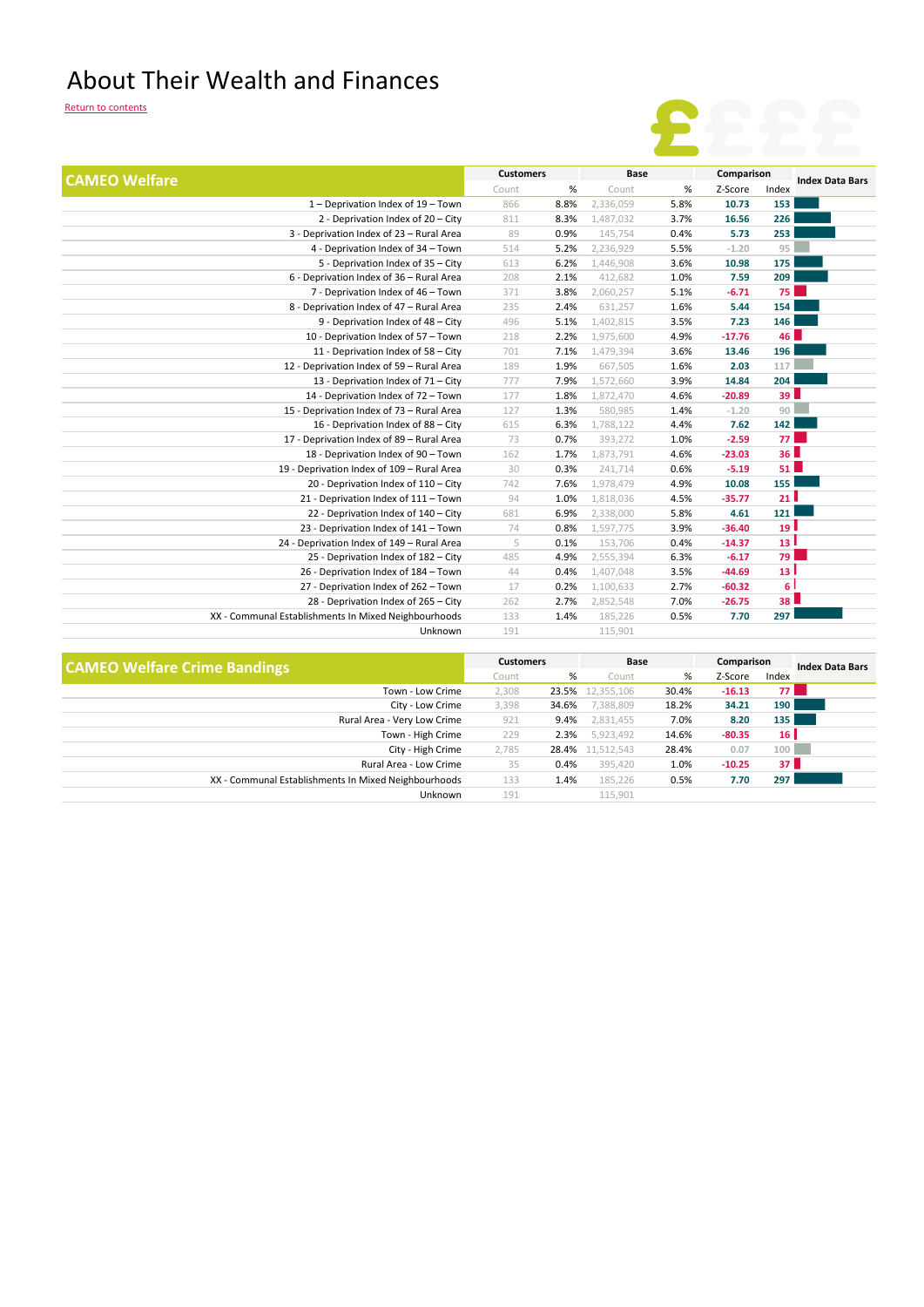# About Their Wealth and Finances

Return to contents

| CAMEO Welfare | Customers | | Base | | Comparison | | Index Data Bars |
|---|---|---|---|---|---|---|---|
| | Count | % | Count | % | Z-Score | Index | |
| 1 – Deprivation Index of 19 – Town | 866 | 8.8% | 2,336,059 | 5.8% | 10.73 | 153 | |
| 2 - Deprivation Index of 20 – City | 811 | 8.3% | 1,487,032 | 3.7% | 16.56 | 226 | |
| 3 - Deprivation Index of 23 – Rural Area | 89 | 0.9% | 145,754 | 0.4% | 5.73 | 253 | |
| 4 - Deprivation Index of 34 – Town | 514 | 5.2% | 2,236,929 | 5.5% | -1.20 | 95 | |
| 5 - Deprivation Index of 35 – City | 613 | 6.2% | 1,446,908 | 3.6% | 10.98 | 175 | |
| 6 - Deprivation Index of 36 – Rural Area | 208 | 2.1% | 412,682 | 1.0% | 7.59 | 209 | |
| 7 - Deprivation Index of 46 – Town | 371 | 3.8% | 2,060,257 | 5.1% | -6.71 | 75 | |
| 8 - Deprivation Index of 47 – Rural Area | 235 | 2.4% | 631,257 | 1.6% | 5.44 | 154 | |
| 9 - Deprivation Index of 48 – City | 496 | 5.1% | 1,402,815 | 3.5% | 7.23 | 146 | |
| 10 - Deprivation Index of 57 – Town | 218 | 2.2% | 1,975,600 | 4.9% | -17.76 | 46 | |
| 11 - Deprivation Index of 58 – City | 701 | 7.1% | 1,479,394 | 3.6% | 13.46 | 196 | |
| 12 - Deprivation Index of 59 – Rural Area | 189 | 1.9% | 667,505 | 1.6% | 2.03 | 117 | |
| 13 - Deprivation Index of 71 – City | 777 | 7.9% | 1,572,660 | 3.9% | 14.84 | 204 | |
| 14 - Deprivation Index of 72 – Town | 177 | 1.8% | 1,872,470 | 4.6% | -20.89 | 39 | |
| 15 - Deprivation Index of 73 – Rural Area | 127 | 1.3% | 580,985 | 1.4% | -1.20 | 90 | |
| 16 - Deprivation Index of 88 – City | 615 | 6.3% | 1,788,122 | 4.4% | 7.62 | 142 | |
| 17 - Deprivation Index of 89 – Rural Area | 73 | 0.7% | 393,272 | 1.0% | -2.59 | 77 | |
| 18 - Deprivation Index of 90 – Town | 162 | 1.7% | 1,873,791 | 4.6% | -23.03 | 36 | |
| 19 - Deprivation Index of 109 – Rural Area | 30 | 0.3% | 241,714 | 0.6% | -5.19 | 51 | |
| 20 - Deprivation Index of 110 – City | 742 | 7.6% | 1,978,479 | 4.9% | 10.08 | 155 | |
| 21 - Deprivation Index of 111 – Town | 94 | 1.0% | 1,818,036 | 4.5% | -35.77 | 21 | |
| 22 - Deprivation Index of 140 – City | 681 | 6.9% | 2,338,000 | 5.8% | 4.61 | 121 | |
| 23 - Deprivation Index of 141 – Town | 74 | 0.8% | 1,597,775 | 3.9% | -36.40 | 19 | |
| 24 - Deprivation Index of 149 – Rural Area | 5 | 0.1% | 153,706 | 0.4% | -14.37 | 13 | |
| 25 - Deprivation Index of 182 – City | 485 | 4.9% | 2,555,394 | 6.3% | -6.17 | 79 | |
| 26 - Deprivation Index of 184 – Town | 44 | 0.4% | 1,407,048 | 3.5% | -44.69 | 13 | |
| 27 - Deprivation Index of 262 – Town | 17 | 0.2% | 1,100,633 | 2.7% | -60.32 | 6 | |
| 28 - Deprivation Index of 265 – City | 262 | 2.7% | 2,852,548 | 7.0% | -26.75 | 38 | |
| XX - Communal Establishments In Mixed Neighbourhoods | 133 | 1.4% | 185,226 | 0.5% | 7.70 | 297 | |
| Unknown | 191 | | 115,901 | | | | |

| CAMEO Welfare Crime Bandings | Customers | | Base | | Comparison | | Index Data Bars |
|---|---|---|---|---|---|---|---|
| | Count | % | Count | % | Z-Score | Index | |
| Town - Low Crime | 2,308 | 23.5% | 12,355,106 | 30.4% | -16.13 | 77 | |
| City - Low Crime | 3,398 | 34.6% | 7,388,809 | 18.2% | 34.21 | 190 | |
| Rural Area - Very Low Crime | 921 | 9.4% | 2,831,455 | 7.0% | 8.20 | 135 | |
| Town - High Crime | 229 | 2.3% | 5,923,492 | 14.6% | -80.35 | 16 | |
| City - High Crime | 2,785 | 28.4% | 11,512,543 | 28.4% | 0.07 | 100 | |
| Rural Area - Low Crime | 35 | 0.4% | 395,420 | 1.0% | -10.25 | 37 | |
| XX - Communal Establishments In Mixed Neighbourhoods | 133 | 1.4% | 185,226 | 0.5% | 7.70 | 297 | |
| Unknown | 191 | | 115,901 | | | | |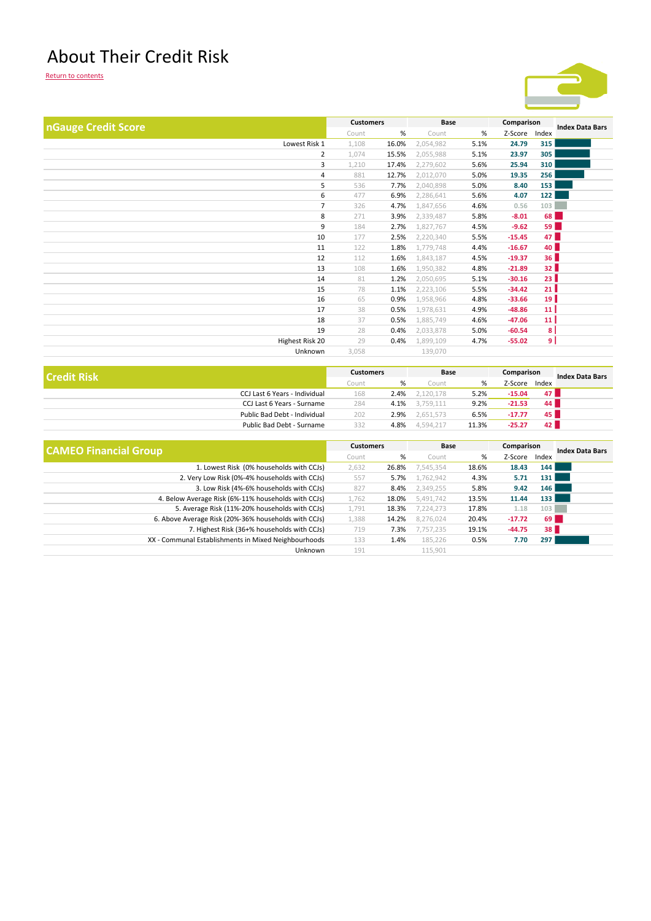# About Their Credit Risk

Return to contents

| nGauge Credit Score | Customers | | Base | | Comparison | | Index Data Bars |
|---|---|---|---|---|---|---|---|
| | Count | % | Count | % | Z-Score | Index | |
| Lowest Risk 1 | 1,108 | 16.0% | 2,054,982 | 5.1% | 24.79 | 315 | |
| 2 | 1,074 | 15.5% | 2,055,988 | 5.1% | 23.97 | 305 | |
| 3 | 1,210 | 17.4% | 2,279,602 | 5.6% | 25.94 | 310 | |
| 4 | 881 | 12.7% | 2,012,070 | 5.0% | 19.35 | 256 | |
| 5 | 536 | 7.7% | 2,040,898 | 5.0% | 8.40 | 153 | |
| 6 | 477 | 6.9% | 2,286,641 | 5.6% | 4.07 | 122 | |
| 7 | 326 | 4.7% | 1,847,656 | 4.6% | 0.56 | 103 | |
| 8 | 271 | 3.9% | 2,339,487 | 5.8% | -8.01 | 68 | |
| 9 | 184 | 2.7% | 1,827,767 | 4.5% | -9.62 | 59 | |
| 10 | 177 | 2.5% | 2,220,340 | 5.5% | -15.45 | 47 | |
| 11 | 122 | 1.8% | 1,779,748 | 4.4% | -16.67 | 40 | |
| 12 | 112 | 1.6% | 1,843,187 | 4.5% | -19.37 | 36 | |
| 13 | 108 | 1.6% | 1,950,382 | 4.8% | -21.89 | 32 | |
| 14 | 81 | 1.2% | 2,050,695 | 5.1% | -30.16 | 23 | |
| 15 | 78 | 1.1% | 2,223,106 | 5.5% | -34.42 | 21 | |
| 16 | 65 | 0.9% | 1,958,966 | 4.8% | -33.66 | 19 | |
| 17 | 38 | 0.5% | 1,978,631 | 4.9% | -48.86 | 11 | |
| 18 | 37 | 0.5% | 1,885,749 | 4.6% | -47.06 | 11 | |
| 19 | 28 | 0.4% | 2,033,878 | 5.0% | -60.54 | 8 | |
| Highest Risk 20 | 29 | 0.4% | 1,899,109 | 4.7% | -55.02 | 9 | |
| Unknown | 3,058 | | 139,070 | | | | |

| Credit Risk | Customers | | Base | | Comparison | | Index Data Bars |
|---|---|---|---|---|---|---|---|
| | Count | % | Count | % | Z-Score | Index | |
| CCJ Last 6 Years - Individual | 168 | 2.4% | 2,120,178 | 5.2% | -15.04 | 47 | |
| CCJ Last 6 Years - Surname | 284 | 4.1% | 3,759,111 | 9.2% | -21.53 | 44 | |
| Public Bad Debt - Individual | 202 | 2.9% | 2,651,573 | 6.5% | -17.77 | 45 | |
| Public Bad Debt - Surname | 332 | 4.8% | 4,594,217 | 11.3% | -25.27 | 42 | |

| CAMEO Financial Group | Customers | | Base | | Comparison | | Index Data Bars |
|---|---|---|---|---|---|---|---|
| | Count | % | Count | % | Z-Score | Index | |
| 1. Lowest Risk (0% households with CCJs) | 2,632 | 26.8% | 7,545,354 | 18.6% | 18.43 | 144 | |
| 2. Very Low Risk (0%-4% households with CCJs) | 557 | 5.7% | 1,762,942 | 4.3% | 5.71 | 131 | |
| 3. Low Risk (4%-6% households with CCJs) | 827 | 8.4% | 2,349,255 | 5.8% | 9.42 | 146 | |
| 4. Below Average Risk (6%-11% households with CCJs) | 1,762 | 18.0% | 5,491,742 | 13.5% | 11.44 | 133 | |
| 5. Average Risk (11%-20% households with CCJs) | 1,791 | 18.3% | 7,224,273 | 17.8% | 1.18 | 103 | |
| 6. Above Average Risk (20%-36% households with CCJs) | 1,388 | 14.2% | 8,276,024 | 20.4% | -17.72 | 69 | |
| 7. Highest Risk (36+% households with CCJs) | 719 | 7.3% | 7,757,235 | 19.1% | -44.75 | 38 | |
| XX - Communal Establishments in Mixed Neighbourhoods | 133 | 1.4% | 185,226 | 0.5% | 7.70 | 297 | |
| Unknown | 191 | | 115,901 | | | | |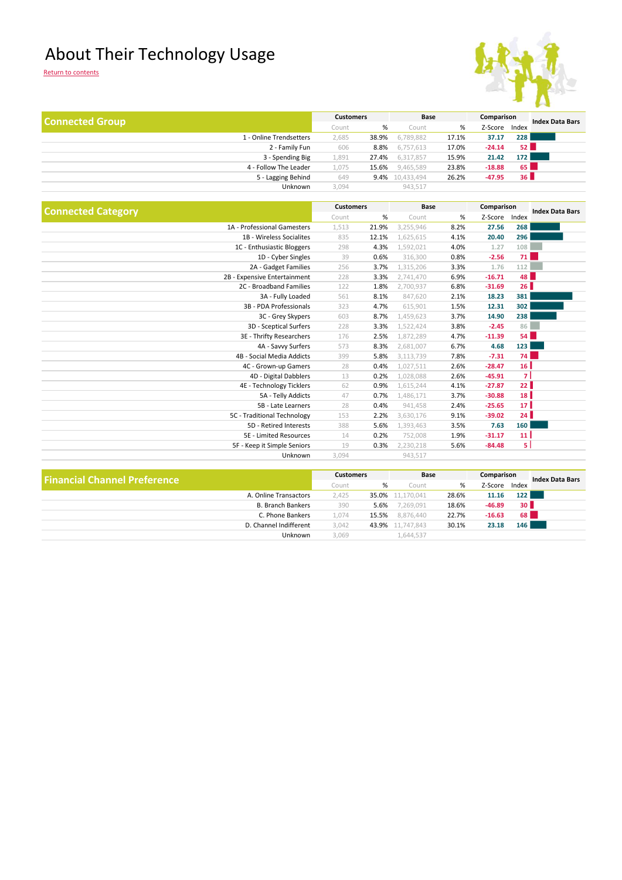# About Their Technology Usage

Return to contents

| Connected Group | Customers | | Base | | Comparison | | Index Data Bars |
|---|---|---|---|---|---|---|---|
| | Count | % | Count | % | Z-Score | Index | |
| 1 - Online Trendsetters | 2,685 | 38.9% | 6,789,882 | 17.1% | 37.17 | 228 | |
| 2 - Family Fun | 606 | 8.8% | 6,757,613 | 17.0% | -24.14 | 52 | |
| 3 - Spending Big | 1,891 | 27.4% | 6,317,857 | 15.9% | 21.42 | 172 | |
| 4 - Follow The Leader | 1,075 | 15.6% | 9,465,589 | 23.8% | -18.88 | 65 | |
| 5 - Lagging Behind | 649 | 9.4% | 10,433,494 | 26.2% | -47.95 | 36 | |
| Unknown | 3,094 | | 943,517 | | | | |

| Connected Category | Customers | | Base | | Comparison | | Index Data Bars |
|---|---|---|---|---|---|---|---|
| | Count | % | Count | % | Z-Score | Index | |
| 1A - Professional Gamesters | 1,513 | 21.9% | 3,255,946 | 8.2% | 27.56 | 268 | |
| 1B - Wireless Socialites | 835 | 12.1% | 1,625,615 | 4.1% | 20.40 | 296 | |
| 1C - Enthusiastic Bloggers | 298 | 4.3% | 1,592,021 | 4.0% | 1.27 | 108 | |
| 1D - Cyber Singles | 39 | 0.6% | 316,300 | 0.8% | -2.56 | 71 | |
| 2A - Gadget Families | 256 | 3.7% | 1,315,206 | 3.3% | 1.76 | 112 | |
| 2B - Expensive Entertainment | 228 | 3.3% | 2,741,470 | 6.9% | -16.71 | 48 | |
| 2C - Broadband Families | 122 | 1.8% | 2,700,937 | 6.8% | -31.69 | 26 | |
| 3A - Fully Loaded | 561 | 8.1% | 847,620 | 2.1% | 18.23 | 381 | |
| 3B - PDA Professionals | 323 | 4.7% | 615,901 | 1.5% | 12.31 | 302 | |
| 3C - Grey Skypers | 603 | 8.7% | 1,459,623 | 3.7% | 14.90 | 238 | |
| 3D - Sceptical Surfers | 228 | 3.3% | 1,522,424 | 3.8% | -2.45 | 86 | |
| 3E - Thrifty Researchers | 176 | 2.5% | 1,872,289 | 4.7% | -11.39 | 54 | |
| 4A - Savvy Surfers | 573 | 8.3% | 2,681,007 | 6.7% | 4.68 | 123 | |
| 4B - Social Media Addicts | 399 | 5.8% | 3,113,739 | 7.8% | -7.31 | 74 | |
| 4C - Grown-up Gamers | 28 | 0.4% | 1,027,511 | 2.6% | -28.47 | 16 | |
| 4D - Digital Dabblers | 13 | 0.2% | 1,028,088 | 2.6% | -45.91 | 7 | |
| 4E - Technology Ticklers | 62 | 0.9% | 1,615,244 | 4.1% | -27.87 | 22 | |
| 5A - Telly Addicts | 47 | 0.7% | 1,486,171 | 3.7% | -30.88 | 18 | |
| 5B - Late Learners | 28 | 0.4% | 941,458 | 2.4% | -25.65 | 17 | |
| 5C - Traditional Technology | 153 | 2.2% | 3,630,176 | 9.1% | -39.02 | 24 | |
| 5D - Retired Interests | 388 | 5.6% | 1,393,463 | 3.5% | 7.63 | 160 | |
| 5E - Limited Resources | 14 | 0.2% | 752,008 | 1.9% | -31.17 | 11 | |
| 5F - Keep it Simple Seniors | 19 | 0.3% | 2,230,218 | 5.6% | -84.48 | 5 | |
| Unknown | 3,094 | | 943,517 | | | | |

| Financial Channel Preference | Customers | | Base | | Comparison | | Index Data Bars |
|---|---|---|---|---|---|---|---|
| | Count | % | Count | % | Z-Score | Index | |
| A. Online Transactors | 2,425 | 35.0% | 11,170,041 | 28.6% | 11.16 | 122 | |
| B. Branch Bankers | 390 | 5.6% | 7,269,091 | 18.6% | -46.89 | 30 | |
| C. Phone Bankers | 1,074 | 15.5% | 8,876,440 | 22.7% | -16.63 | 68 | |
| D. Channel Indifferent | 3,042 | 43.9% | 11,747,843 | 30.1% | 23.18 | 146 | |
| Unknown | 3,069 | | 1,644,537 | | | | |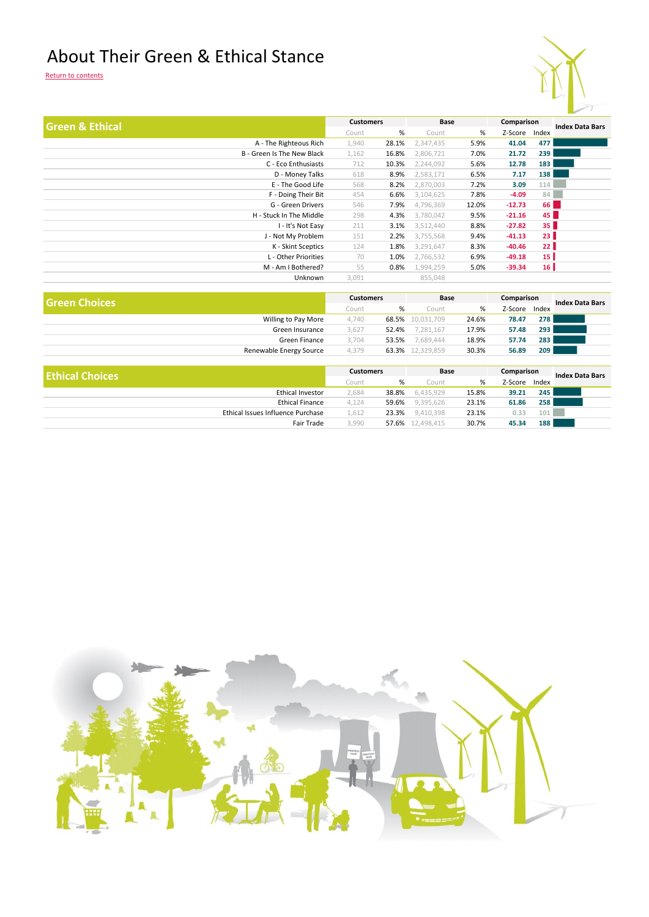# About Their Green & Ethical Stance

Return to contents

| Green & Ethical | Customers | | Base | | Comparison | | Index Data Bars |
|---|---|---|---|---|---|---|---|
| | Count | % | Count | % | Z-Score | Index | |
| A - The Righteous Rich | 1,940 | 28.1% | 2,347,435 | 5.9% | 41.04 | 477 | |
| B - Green Is The New Black | 1,162 | 16.8% | 2,806,721 | 7.0% | 21.72 | 239 | |
| C - Eco Enthusiasts | 712 | 10.3% | 2,244,092 | 5.6% | 12.78 | 183 | |
| D - Money Talks | 618 | 8.9% | 2,583,171 | 6.5% | 7.17 | 138 | |
| E - The Good Life | 568 | 8.2% | 2,870,003 | 7.2% | 3.09 | 114 | |
| F - Doing Their Bit | 454 | 6.6% | 3,104,625 | 7.8% | -4.09 | 84 | |
| G - Green Drivers | 546 | 7.9% | 4,796,369 | 12.0% | -12.73 | 66 | |
| H - Stuck In The Middle | 298 | 4.3% | 3,780,042 | 9.5% | -21.16 | 45 | |
| I - It's Not Easy | 211 | 3.1% | 3,512,440 | 8.8% | -27.82 | 35 | |
| J - Not My Problem | 151 | 2.2% | 3,755,568 | 9.4% | -41.13 | 23 | |
| K - Skint Sceptics | 124 | 1.8% | 3,291,647 | 8.3% | -40.46 | 22 | |
| L - Other Priorities | 70 | 1.0% | 2,766,532 | 6.9% | -49.18 | 15 | |
| M - Am I Bothered? | 55 | 0.8% | 1,994,259 | 5.0% | -39.34 | 16 | |
| Unknown | 3,091 | | 855,048 | | | | |

| Green Choices | Customers | | Base | | Comparison | | Index Data Bars |
|---|---|---|---|---|---|---|---|
| | Count | % | Count | % | Z-Score | Index | |
| Willing to Pay More | 4,740 | 68.5% | 10,031,709 | 24.6% | 78.47 | 278 | |
| Green Insurance | 3,627 | 52.4% | 7,281,167 | 17.9% | 57.48 | 293 | |
| Green Finance | 3,704 | 53.5% | 7,689,444 | 18.9% | 57.74 | 283 | |
| Renewable Energy Source | 4,379 | 63.3% | 12,329,859 | 30.3% | 56.89 | 209 | |

| Ethical Choices | Customers | | Base | | Comparison | | Index Data Bars |
|---|---|---|---|---|---|---|---|
| | Count | % | Count | % | Z-Score | Index | |
| Ethical Investor | 2,684 | 38.8% | 6,435,929 | 15.8% | 39.21 | 245 | |
| Ethical Finance | 4,124 | 59.6% | 9,395,626 | 23.1% | 61.86 | 258 | |
| Ethical Issues Influence Purchase | 1,612 | 23.3% | 9,410,398 | 23.1% | 0.33 | 101 | |
| Fair Trade | 3,990 | 57.6% | 12,498,415 | 30.7% | 45.34 | 188 | |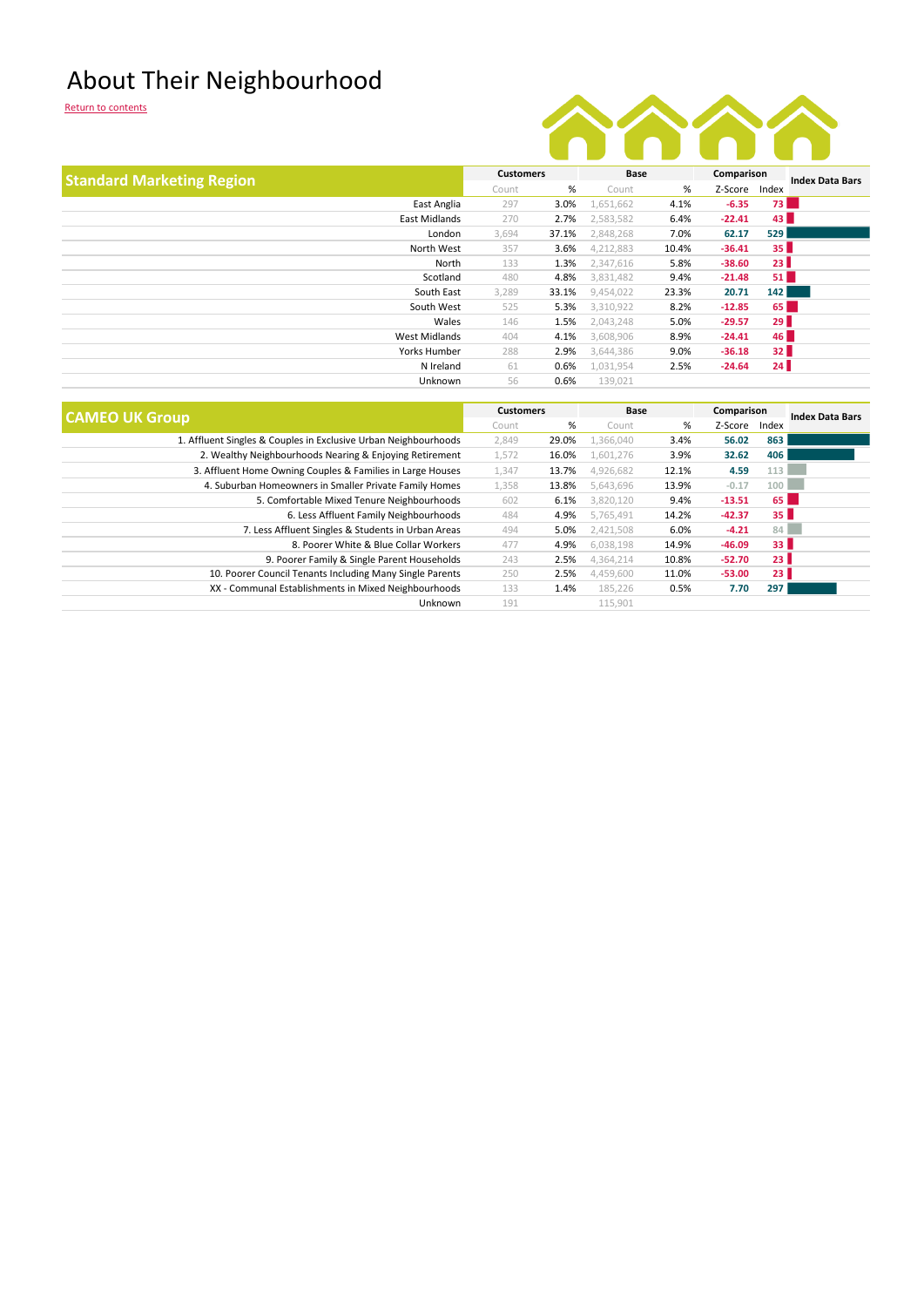# About Their Neighbourhood

Return to contents

| Standard Marketing Region | Customers | | Base | | Comparison | | Index Data Bars |
|---|---|---|---|---|---|---|---|
| | Count | % | Count | % | Z-Score | Index | |
| East Anglia | 297 | 3.0% | 1,651,662 | 4.1% | -6.35 | 73 | |
| East Midlands | 270 | 2.7% | 2,583,582 | 6.4% | -22.41 | 43 | |
| London | 3,694 | 37.1% | 2,848,268 | 7.0% | 62.17 | 529 | |
| North West | 357 | 3.6% | 4,212,883 | 10.4% | -36.41 | 35 | |
| North | 133 | 1.3% | 2,347,616 | 5.8% | -38.60 | 23 | |
| Scotland | 480 | 4.8% | 3,831,482 | 9.4% | -21.48 | 51 | |
| South East | 3,289 | 33.1% | 9,454,022 | 23.3% | 20.71 | 142 | |
| South West | 525 | 5.3% | 3,310,922 | 8.2% | -12.85 | 65 | |
| Wales | 146 | 1.5% | 2,043,248 | 5.0% | -29.57 | 29 | |
| West Midlands | 404 | 4.1% | 3,608,906 | 8.9% | -24.41 | 46 | |
| Yorks Humber | 288 | 2.9% | 3,644,386 | 9.0% | -36.18 | 32 | |
| N Ireland | 61 | 0.6% | 1,031,954 | 2.5% | -24.64 | 24 | |
| Unknown | 56 | 0.6% | 139,021 | | | | |

| CAMEO UK Group | Customers | | Base | | Comparison | | Index Data Bars |
|---|---|---|---|---|---|---|---|
| | Count | % | Count | % | Z-Score | Index | |
| 1. Affluent Singles & Couples in Exclusive Urban Neighbourhoods | 2,849 | 29.0% | 1,366,040 | 3.4% | 56.02 | 863 | |
| 2. Wealthy Neighbourhoods Nearing & Enjoying Retirement | 1,572 | 16.0% | 1,601,276 | 3.9% | 32.62 | 406 | |
| 3. Affluent Home Owning Couples & Families in Large Houses | 1,347 | 13.7% | 4,926,682 | 12.1% | 4.59 | 113 | |
| 4. Suburban Homeowners in Smaller Private Family Homes | 1,358 | 13.8% | 5,643,696 | 13.9% | -0.17 | 100 | |
| 5. Comfortable Mixed Tenure Neighbourhoods | 602 | 6.1% | 3,820,120 | 9.4% | -13.51 | 65 | |
| 6. Less Affluent Family Neighbourhoods | 484 | 4.9% | 5,765,491 | 14.2% | -42.37 | 35 | |
| 7. Less Affluent Singles & Students in Urban Areas | 494 | 5.0% | 2,421,508 | 6.0% | -4.21 | 84 | |
| 8. Poorer White & Blue Collar Workers | 477 | 4.9% | 6,038,198 | 14.9% | -46.09 | 33 | |
| 9. Poorer Family & Single Parent Households | 243 | 2.5% | 4,364,214 | 10.8% | -52.70 | 23 | |
| 10. Poorer Council Tenants Including Many Single Parents | 250 | 2.5% | 4,459,600 | 11.0% | -53.00 | 23 | |
| XX - Communal Establishments in Mixed Neighbourhoods | 133 | 1.4% | 185,226 | 0.5% | 7.70 | 297 | |
| Unknown | 191 | | 115,901 | | | | |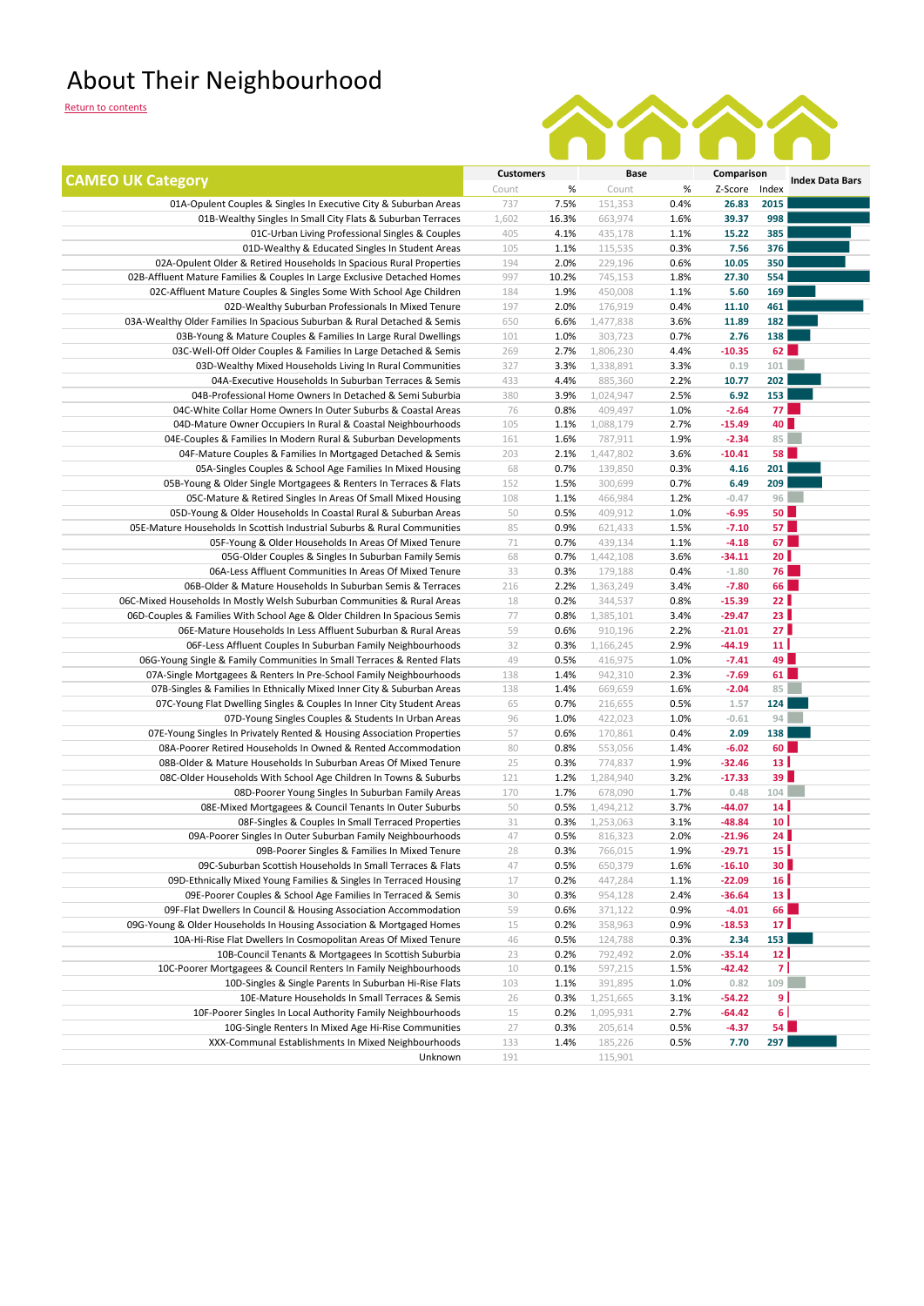# About Their Neighbourhood

Return to contents

| CAMEO UK Category | Customers | | Base | | Comparison | | Index Data Bars |
|---|---|---|---|---|---|---|---|
| | Count | % | Count | % | Z-Score | Index | |
| 01A-Opulent Couples & Singles In Executive City & Suburban Areas | 737 | 7.5% | 151,353 | 0.4% | 26.83 | 2015 | |
| 01B-Wealthy Singles In Small City Flats & Suburban Terraces | 1,602 | 16.3% | 663,974 | 1.6% | 39.37 | 998 | |
| 01C-Urban Living Professional Singles & Couples | 405 | 4.1% | 435,178 | 1.1% | 15.22 | 385 | |
| 01D-Wealthy & Educated Singles In Student Areas | 105 | 1.1% | 115,535 | 0.3% | 7.56 | 376 | |
| 02A-Opulent Older & Retired Households In Spacious Rural Properties | 194 | 2.0% | 229,196 | 0.6% | 10.05 | 350 | |
| 02B-Affluent Mature Families & Couples In Large Exclusive Detached Homes | 997 | 10.2% | 745,153 | 1.8% | 27.30 | 554 | |
| 02C-Affluent Mature Couples & Singles Some With School Age Children | 184 | 1.9% | 450,008 | 1.1% | 5.60 | 169 | |
| 02D-Wealthy Suburban Professionals In Mixed Tenure | 197 | 2.0% | 176,919 | 0.4% | 11.10 | 461 | |
| 03A-Wealthy Older Families In Spacious Suburban & Rural Detached & Semis | 650 | 6.6% | 1,477,838 | 3.6% | 11.89 | 182 | |
| 03B-Young & Mature Couples & Families In Large Rural Dwellings | 101 | 1.0% | 303,723 | 0.7% | 2.76 | 138 | |
| 03C-Well-Off Older Couples & Families In Large Detached & Semis | 269 | 2.7% | 1,806,230 | 4.4% | -10.35 | 62 | |
| 03D-Wealthy Mixed Households Living In Rural Communities | 327 | 3.3% | 1,338,891 | 3.3% | 0.19 | 101 | |
| 04A-Executive Households In Suburban Terraces & Semis | 433 | 4.4% | 885,360 | 2.2% | 10.77 | 202 | |
| 04B-Professional Home Owners In Detached & Semi Suburbia | 380 | 3.9% | 1,024,947 | 2.5% | 6.92 | 153 | |
| 04C-White Collar Home Owners In Outer Suburbs & Coastal Areas | 76 | 0.8% | 409,497 | 1.0% | -2.64 | 77 | |
| 04D-Mature Owner Occupiers In Rural & Coastal Neighbourhoods | 105 | 1.1% | 1,088,179 | 2.7% | -15.49 | 40 | |
| 04E-Couples & Families In Modern Rural & Suburban Developments | 161 | 1.6% | 787,911 | 1.9% | -2.34 | 85 | |
| 04F-Mature Couples & Families In Mortgaged Detached & Semis | 203 | 2.1% | 1,447,802 | 3.6% | -10.41 | 58 | |
| 05A-Singles Couples & School Age Families In Mixed Housing | 68 | 0.7% | 139,850 | 0.3% | 4.16 | 201 | |
| 05B-Young & Older Single Mortgagees & Renters In Terraces & Flats | 152 | 1.5% | 300,699 | 0.7% | 6.49 | 209 | |
| 05C-Mature & Retired Singles In Areas Of Small Mixed Housing | 108 | 1.1% | 466,984 | 1.2% | -0.47 | 96 | |
| 05D-Young & Older Households In Coastal Rural & Suburban Areas | 50 | 0.5% | 409,912 | 1.0% | -6.95 | 50 | |
| 05E-Mature Households In Scottish Industrial Suburbs & Rural Communities | 85 | 0.9% | 621,433 | 1.5% | -7.10 | 57 | |
| 05F-Young & Older Households In Areas Of Mixed Tenure | 71 | 0.7% | 439,134 | 1.1% | -4.18 | 67 | |
| 05G-Older Couples & Singles In Suburban Family Semis | 68 | 0.7% | 1,442,108 | 3.6% | -34.11 | 20 | |
| 06A-Less Affluent Communities In Areas Of Mixed Tenure | 33 | 0.3% | 179,188 | 0.4% | -1.80 | 76 | |
| 06B-Older & Mature Households In Suburban Semis & Terraces | 216 | 2.2% | 1,363,249 | 3.4% | -7.80 | 66 | |
| 06C-Mixed Households In Mostly Welsh Suburban Communities & Rural Areas | 18 | 0.2% | 344,537 | 0.8% | -15.39 | 22 | |
| 06D-Couples & Families With School Age & Older Children In Spacious Semis | 77 | 0.8% | 1,385,101 | 3.4% | -29.47 | 23 | |
| 06E-Mature Households In Less Affluent Suburban & Rural Areas | 59 | 0.6% | 910,196 | 2.2% | -21.01 | 27 | |
| 06F-Less Affluent Couples In Suburban Family Neighbourhoods | 32 | 0.3% | 1,166,245 | 2.9% | -44.19 | 11 | |
| 06G-Young Single & Family Communities In Small Terraces & Rented Flats | 49 | 0.5% | 416,975 | 1.0% | -7.41 | 49 | |
| 07A-Single Mortgagees & Renters In Pre-School Family Neighbourhoods | 138 | 1.4% | 942,310 | 2.3% | -7.69 | 61 | |
| 07B-Singles & Families In Ethnically Mixed Inner City & Suburban Areas | 138 | 1.4% | 669,659 | 1.6% | -2.04 | 85 | |
| 07C-Young Flat Dwelling Singles & Couples In Inner City Student Areas | 65 | 0.7% | 216,655 | 0.5% | 1.57 | 124 | |
| 07D-Young Singles Couples & Students In Urban Areas | 96 | 1.0% | 422,023 | 1.0% | -0.61 | 94 | |
| 07E-Young Singles In Privately Rented & Housing Association Properties | 57 | 0.6% | 170,861 | 0.4% | 2.09 | 138 | |
| 08A-Poorer Retired Households In Owned & Rented Accommodation | 80 | 0.8% | 553,056 | 1.4% | -6.02 | 60 | |
| 08B-Older & Mature Households In Suburban Areas Of Mixed Tenure | 25 | 0.3% | 774,837 | 1.9% | -32.46 | 13 | |
| 08C-Older Households With School Age Children In Towns & Suburbs | 121 | 1.2% | 1,284,940 | 3.2% | -17.33 | 39 | |
| 08D-Poorer Young Singles In Suburban Family Areas | 170 | 1.7% | 678,090 | 1.7% | 0.48 | 104 | |
| 08E-Mixed Mortgagees & Council Tenants In Outer Suburbs | 50 | 0.5% | 1,494,212 | 3.7% | -44.07 | 14 | |
| 08F-Singles & Couples In Small Terraced Properties | 31 | 0.3% | 1,253,063 | 3.1% | -48.84 | 10 | |
| 09A-Poorer Singles In Outer Suburban Family Neighbourhoods | 47 | 0.5% | 816,323 | 2.0% | -21.96 | 24 | |
| 09B-Poorer Singles & Families In Mixed Tenure | 28 | 0.3% | 766,015 | 1.9% | -29.71 | 15 | |
| 09C-Suburban Scottish Households In Small Terraces & Flats | 47 | 0.5% | 650,379 | 1.6% | -16.10 | 30 | |
| 09D-Ethnically Mixed Young Families & Singles In Terraced Housing | 17 | 0.2% | 447,284 | 1.1% | -22.09 | 16 | |
| 09E-Poorer Couples & School Age Families In Terraced & Semis | 30 | 0.3% | 954,128 | 2.4% | -36.64 | 13 | |
| 09F-Flat Dwellers In Council & Housing Association Accommodation | 59 | 0.6% | 371,122 | 0.9% | -4.01 | 66 | |
| 09G-Young & Older Households In Housing Association & Mortgaged Homes | 15 | 0.2% | 358,963 | 0.9% | -18.53 | 17 | |
| 10A-Hi-Rise Flat Dwellers In Cosmopolitan Areas Of Mixed Tenure | 46 | 0.5% | 124,788 | 0.3% | 2.34 | 153 | |
| 10B-Council Tenants & Mortgagees In Scottish Suburbia | 23 | 0.2% | 792,492 | 2.0% | -35.14 | 12 | |
| 10C-Poorer Mortgagees & Council Renters In Family Neighbourhoods | 10 | 0.1% | 597,215 | 1.5% | -42.42 | 7 | |
| 10D-Singles & Single Parents In Suburban Hi-Rise Flats | 103 | 1.1% | 391,895 | 1.0% | 0.82 | 109 | |
| 10E-Mature Households In Small Terraces & Semis | 26 | 0.3% | 1,251,665 | 3.1% | -54.22 | 9 | |
| 10F-Poorer Singles In Local Authority Family Neighbourhoods | 15 | 0.2% | 1,095,931 | 2.7% | -64.42 | 6 | |
| 10G-Single Renters In Mixed Age Hi-Rise Communities | 27 | 0.3% | 205,614 | 0.5% | -4.37 | 54 | |
| XXX-Communal Establishments In Mixed Neighbourhoods | 133 | 1.4% | 185,226 | 0.5% | 7.70 | 297 | |
| Unknown | 191 | | 115,901 | | | | |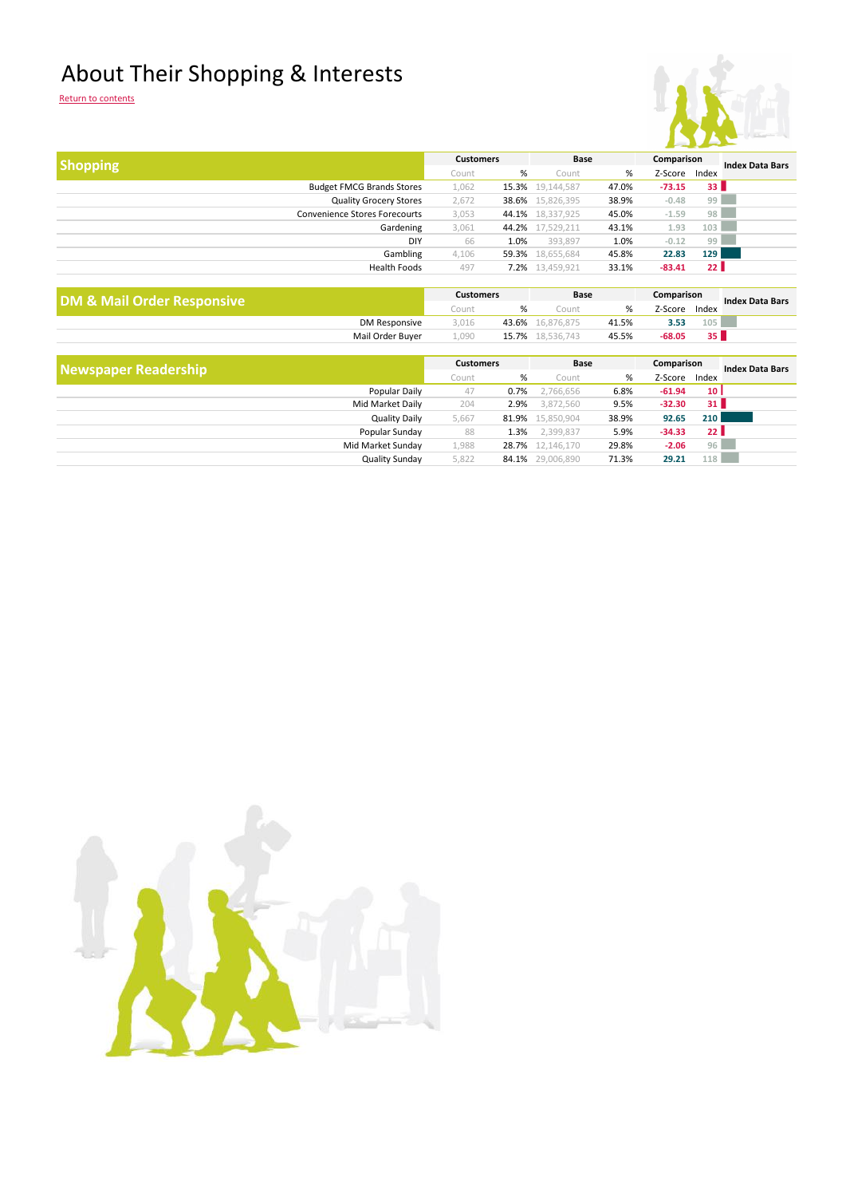# About Their Shopping & Interests

Return to contents

| Shopping | Customers | | Base | | Comparison | | Index Data Bars |
|---|---|---|---|---|---|---|---|
| | Count | % | Count | % | Z-Score | Index | |
| Budget FMCG Brands Stores | 1,062 | 15.3% | 19,144,587 | 47.0% | -73.15 | 33 | |
| Quality Grocery Stores | 2,672 | 38.6% | 15,826,395 | 38.9% | -0.48 | 99 | |
| Convenience Stores Forecourts | 3,053 | 44.1% | 18,337,925 | 45.0% | -1.59 | 98 | |
| Gardening | 3,061 | 44.2% | 17,529,211 | 43.1% | 1.93 | 103 | |
| DIY | 66 | 1.0% | 393,897 | 1.0% | -0.12 | 99 | |
| Gambling | 4,106 | 59.3% | 18,655,684 | 45.8% | 22.83 | 129 | |
| Health Foods | 497 | 7.2% | 13,459,921 | 33.1% | -83.41 | 22 | |

| DM & Mail Order Responsive | Customers | | Base | | Comparison | | Index Data Bars |
|---|---|---|---|---|---|---|---|
| | Count | % | Count | % | Z-Score | Index | |
| DM Responsive | 3,016 | 43.6% | 16,876,875 | 41.5% | 3.53 | 105 | |
| Mail Order Buyer | 1,090 | 15.7% | 18,536,743 | 45.5% | -68.05 | 35 | |

| Newspaper Readership | Customers | | Base | | Comparison | | Index Data Bars |
|---|---|---|---|---|---|---|---|
| | Count | % | Count | % | Z-Score | Index | |
| Popular Daily | 47 | 0.7% | 2,766,656 | 6.8% | -61.94 | 10 | |
| Mid Market Daily | 204 | 2.9% | 3,872,560 | 9.5% | -32.30 | 31 | |
| Quality Daily | 5,667 | 81.9% | 15,850,904 | 38.9% | 92.65 | 210 | |
| Popular Sunday | 88 | 1.3% | 2,399,837 | 5.9% | -34.33 | 22 | |
| Mid Market Sunday | 1,988 | 28.7% | 12,146,170 | 29.8% | -2.06 | 96 | |
| Quality Sunday | 5,822 | 84.1% | 29,006,890 | 71.3% | 29.21 | 118 | |